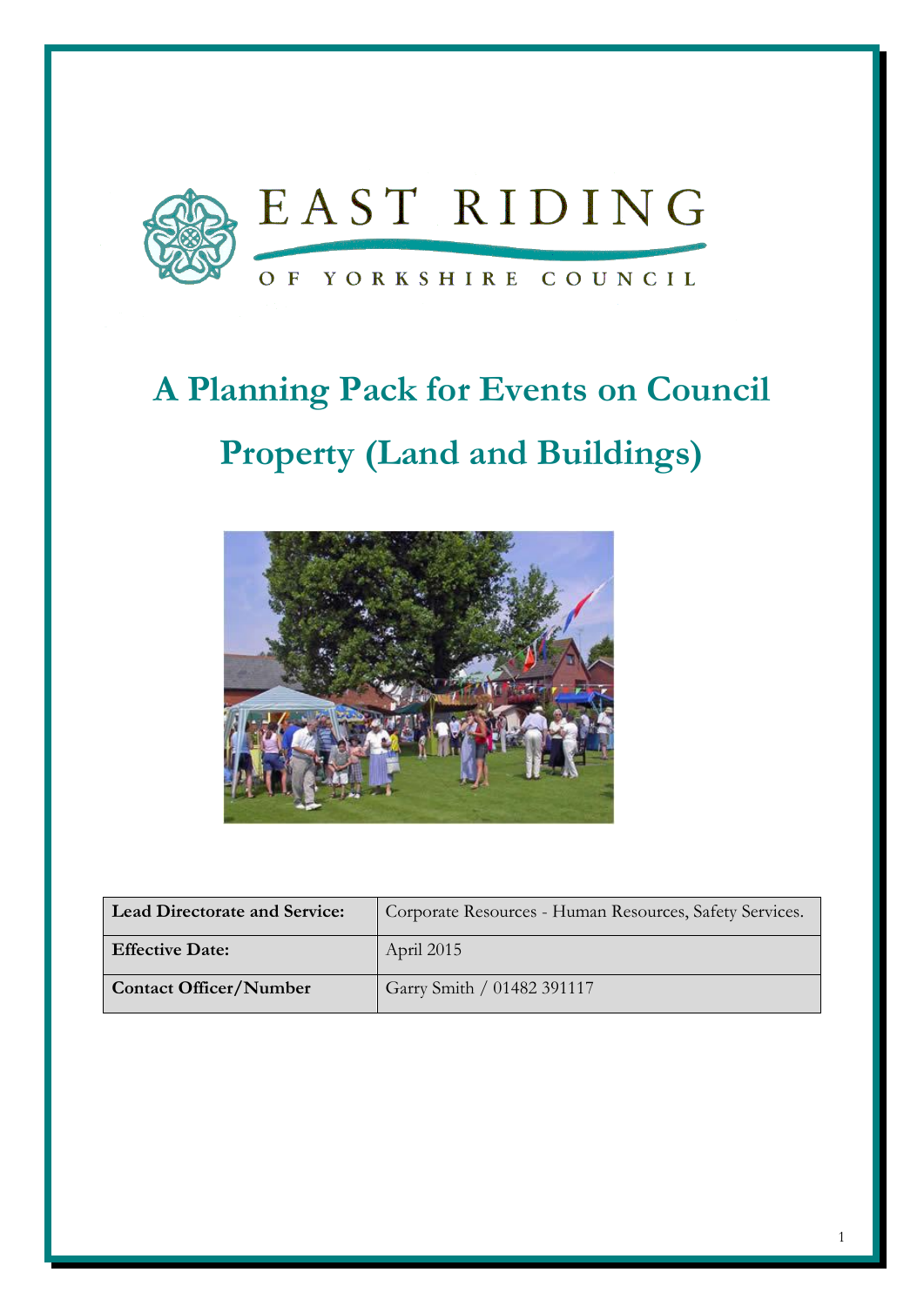EAST RIDING

OF YORKSHIRE COUNCIL

# A Planning Pack for Events on Council Property (Land and Buildings)

| **Lead Directorate and Service:** | Corporate Resources - Human Resources, Safety Services. |
|---|---|
| **Effective Date:** | April 2015 |
| **Contact Officer/Number** | Garry Smith / 01482 391117 |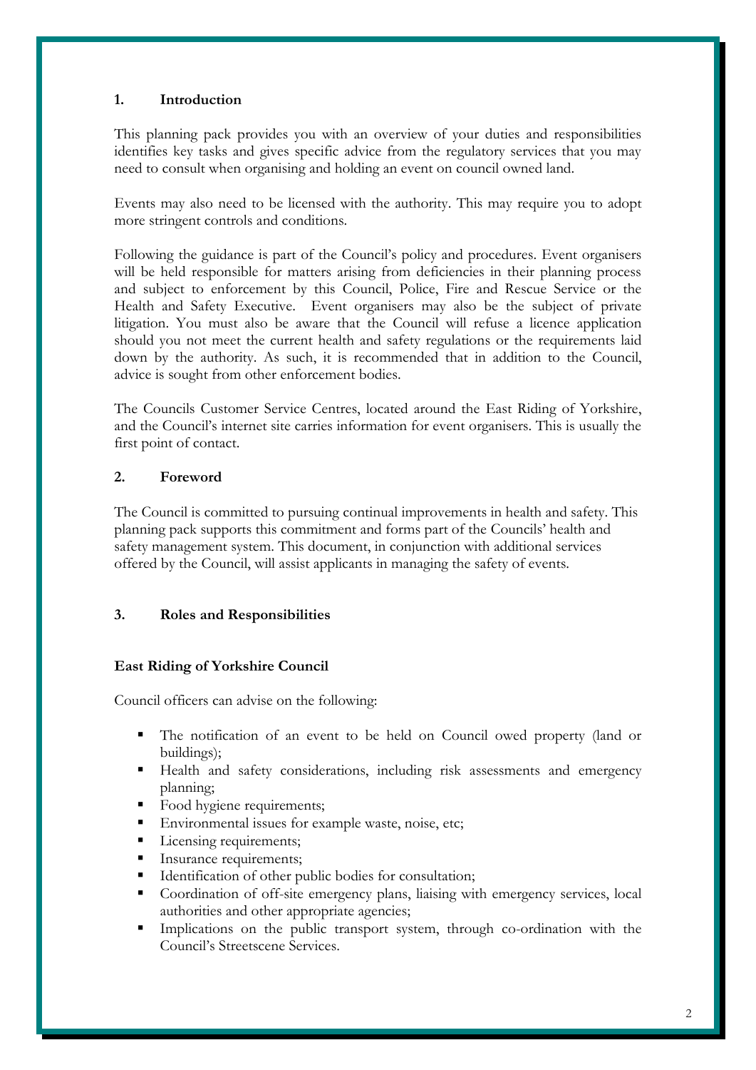## 1. Introduction

This planning pack provides you with an overview of your duties and responsibilities identifies key tasks and gives specific advice from the regulatory services that you may need to consult when organising and holding an event on council owned land.

Events may also need to be licensed with the authority. This may require you to adopt more stringent controls and conditions.

Following the guidance is part of the Council's policy and procedures. Event organisers will be held responsible for matters arising from deficiencies in their planning process and subject to enforcement by this Council, Police, Fire and Rescue Service or the Health and Safety Executive. Event organisers may also be the subject of private litigation. You must also be aware that the Council will refuse a licence application should you not meet the current health and safety regulations or the requirements laid down by the authority. As such, it is recommended that in addition to the Council, advice is sought from other enforcement bodies.

The Councils Customer Service Centres, located around the East Riding of Yorkshire, and the Council's internet site carries information for event organisers. This is usually the first point of contact.

## 2. Foreword

The Council is committed to pursuing continual improvements in health and safety. This planning pack supports this commitment and forms part of the Councils' health and safety management system. This document, in conjunction with additional services offered by the Council, will assist applicants in managing the safety of events.

## 3. Roles and Responsibilities

**East Riding of Yorkshire Council**

Council officers can advise on the following:

- The notification of an event to be held on Council owed property (land or buildings);
- Health and safety considerations, including risk assessments and emergency planning;
- Food hygiene requirements;
- Environmental issues for example waste, noise, etc;
- Licensing requirements;
- Insurance requirements;
- Identification of other public bodies for consultation;
- Coordination of off-site emergency plans, liaising with emergency services, local authorities and other appropriate agencies;
- Implications on the public transport system, through co-ordination with the Council's Streetscene Services.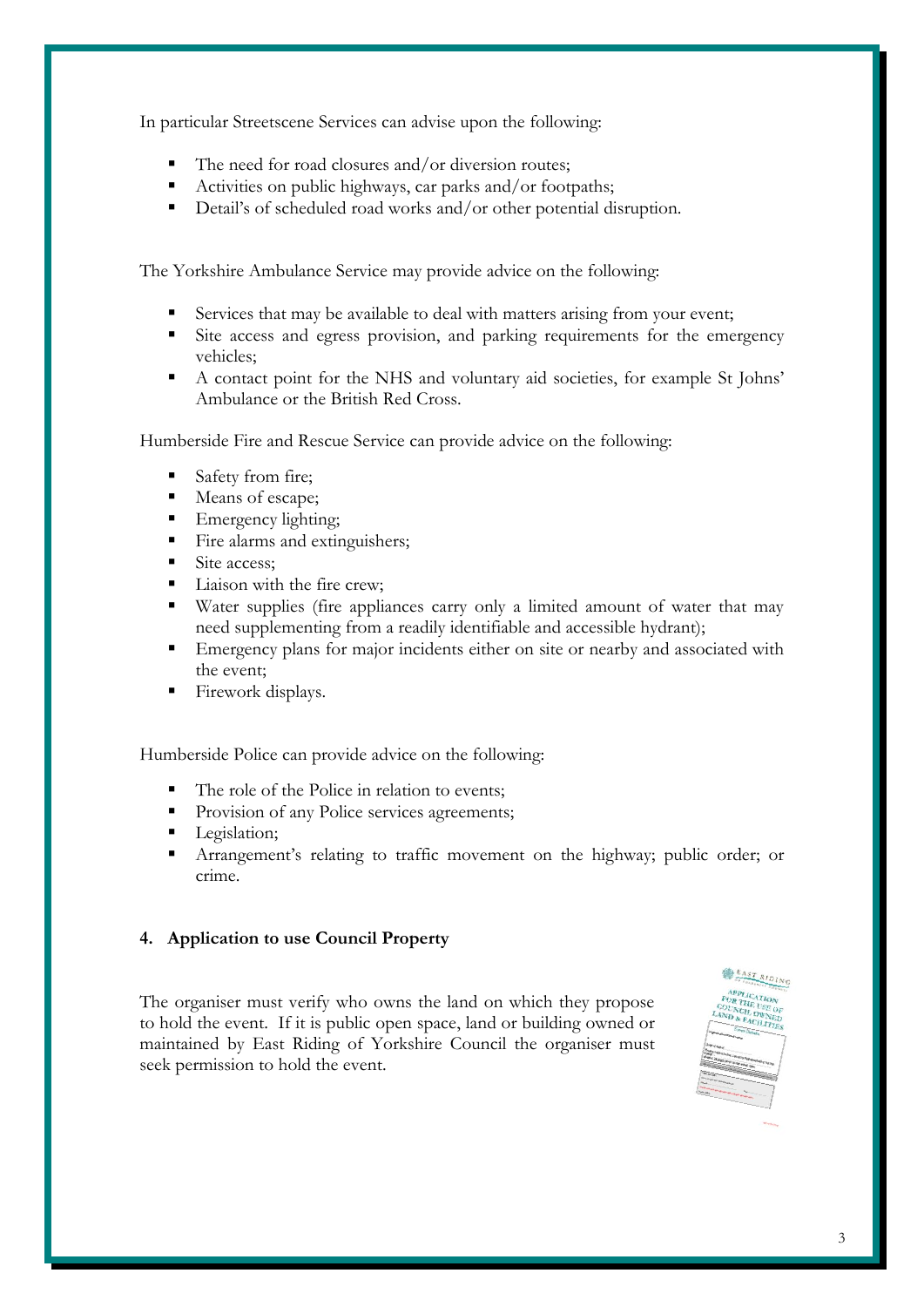In particular Streetscene Services can advise upon the following:

- The need for road closures and/or diversion routes;
- Activities on public highways, car parks and/or footpaths;
- Detail's of scheduled road works and/or other potential disruption.

The Yorkshire Ambulance Service may provide advice on the following:

- Services that may be available to deal with matters arising from your event;
- Site access and egress provision, and parking requirements for the emergency vehicles;
- A contact point for the NHS and voluntary aid societies, for example St Johns' Ambulance or the British Red Cross.

Humberside Fire and Rescue Service can provide advice on the following:

- Safety from fire;
- Means of escape;
- Emergency lighting;
- Fire alarms and extinguishers;
- Site access;
- Liaison with the fire crew;
- Water supplies (fire appliances carry only a limited amount of water that may need supplementing from a readily identifiable and accessible hydrant);
- Emergency plans for major incidents either on site or nearby and associated with the event;
- Firework displays.

Humberside Police can provide advice on the following:

- The role of the Police in relation to events;
- Provision of any Police services agreements;
- Legislation;
- Arrangement's relating to traffic movement on the highway; public order; or crime.

## 4. Application to use Council Property

The organiser must verify who owns the land on which they propose to hold the event. If it is public open space, land or building owned or maintained by East Riding of Yorkshire Council the organiser must seek permission to hold the event.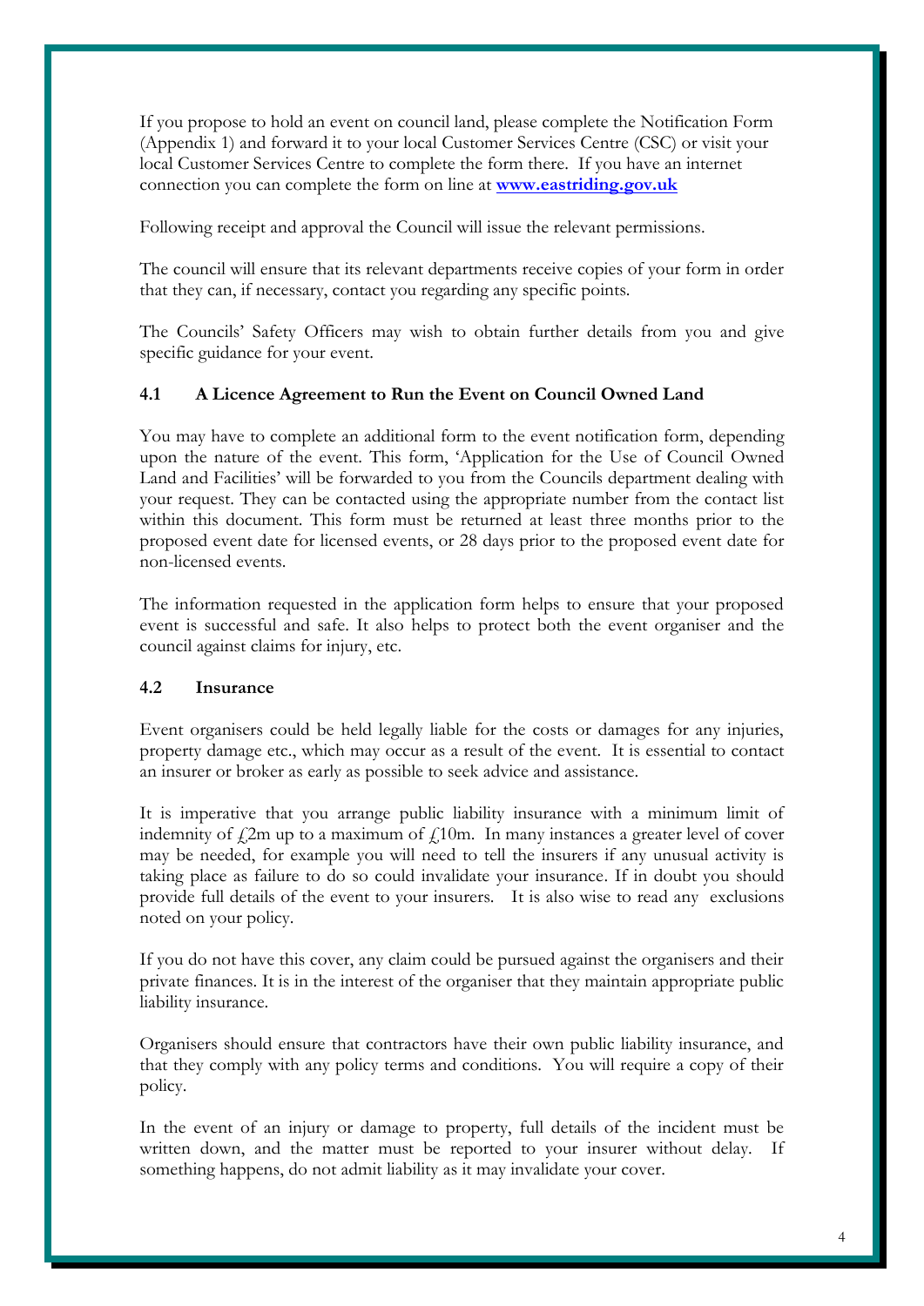If you propose to hold an event on council land, please complete the Notification Form (Appendix 1) and forward it to your local Customer Services Centre (CSC) or visit your local Customer Services Centre to complete the form there. If you have an internet connection you can complete the form on line at **[www.eastriding.gov.uk](http://www.eastriding.gov.uk)**

Following receipt and approval the Council will issue the relevant permissions.

The council will ensure that its relevant departments receive copies of your form in order that they can, if necessary, contact you regarding any specific points.

The Councils' Safety Officers may wish to obtain further details from you and give specific guidance for your event.

### 4.1 A Licence Agreement to Run the Event on Council Owned Land

You may have to complete an additional form to the event notification form, depending upon the nature of the event. This form, 'Application for the Use of Council Owned Land and Facilities' will be forwarded to you from the Councils department dealing with your request. They can be contacted using the appropriate number from the contact list within this document. This form must be returned at least three months prior to the proposed event date for licensed events, or 28 days prior to the proposed event date for non-licensed events.

The information requested in the application form helps to ensure that your proposed event is successful and safe. It also helps to protect both the event organiser and the council against claims for injury, etc.

### 4.2 Insurance

Event organisers could be held legally liable for the costs or damages for any injuries, property damage etc., which may occur as a result of the event. It is essential to contact an insurer or broker as early as possible to seek advice and assistance.

It is imperative that you arrange public liability insurance with a minimum limit of indemnity of £2m up to a maximum of £10m. In many instances a greater level of cover may be needed, for example you will need to tell the insurers if any unusual activity is taking place as failure to do so could invalidate your insurance. If in doubt you should provide full details of the event to your insurers. It is also wise to read any exclusions noted on your policy.

If you do not have this cover, any claim could be pursued against the organisers and their private finances. It is in the interest of the organiser that they maintain appropriate public liability insurance.

Organisers should ensure that contractors have their own public liability insurance, and that they comply with any policy terms and conditions. You will require a copy of their policy.

In the event of an injury or damage to property, full details of the incident must be written down, and the matter must be reported to your insurer without delay. If something happens, do not admit liability as it may invalidate your cover.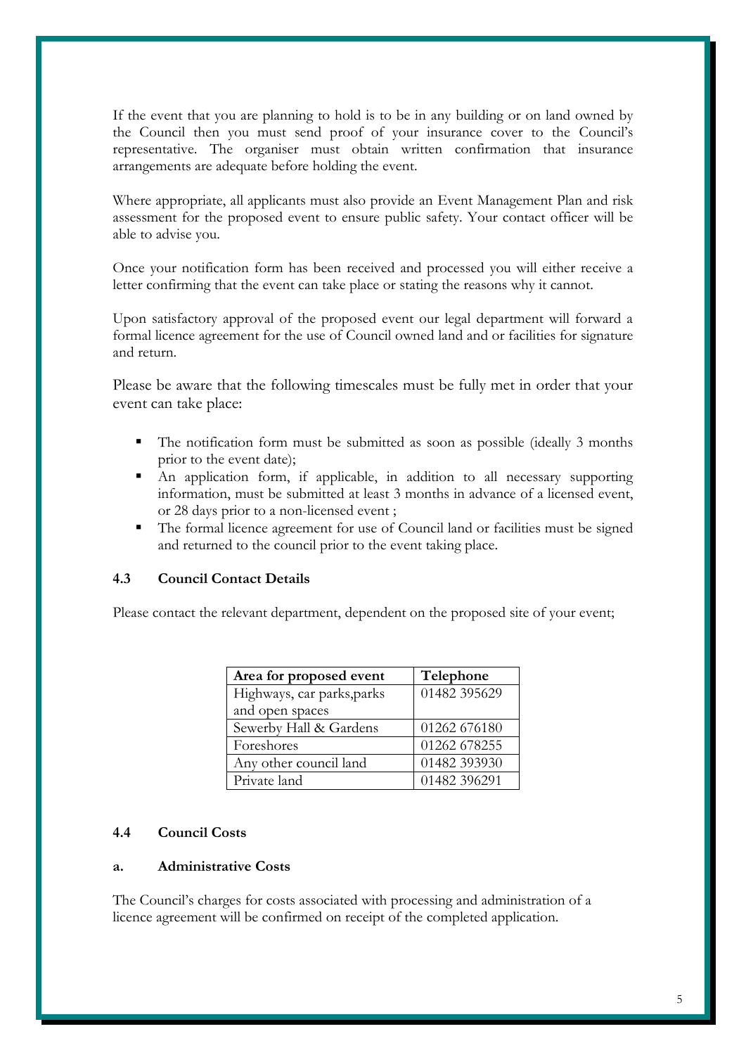If the event that you are planning to hold is to be in any building or on land owned by the Council then you must send proof of your insurance cover to the Council's representative. The organiser must obtain written confirmation that insurance arrangements are adequate before holding the event.

Where appropriate, all applicants must also provide an Event Management Plan and risk assessment for the proposed event to ensure public safety. Your contact officer will be able to advise you.

Once your notification form has been received and processed you will either receive a letter confirming that the event can take place or stating the reasons why it cannot.

Upon satisfactory approval of the proposed event our legal department will forward a formal licence agreement for the use of Council owned land and or facilities for signature and return.

Please be aware that the following timescales must be fully met in order that your event can take place:

- The notification form must be submitted as soon as possible (ideally 3 months prior to the event date);
- An application form, if applicable, in addition to all necessary supporting information, must be submitted at least 3 months in advance of a licensed event, or 28 days prior to a non-licensed event ;
- The formal licence agreement for use of Council land or facilities must be signed and returned to the council prior to the event taking place.

### 4.3 Council Contact Details

Please contact the relevant department, dependent on the proposed site of your event;

| Area for proposed event | Telephone |
|---|---|
| Highways, car parks,parks and open spaces | 01482 395629 |
| Sewerby Hall & Gardens | 01262 676180 |
| Foreshores | 01262 678255 |
| Any other council land | 01482 393930 |
| Private land | 01482 396291 |

### 4.4 Council Costs

#### a. Administrative Costs

The Council's charges for costs associated with processing and administration of a licence agreement will be confirmed on receipt of the completed application.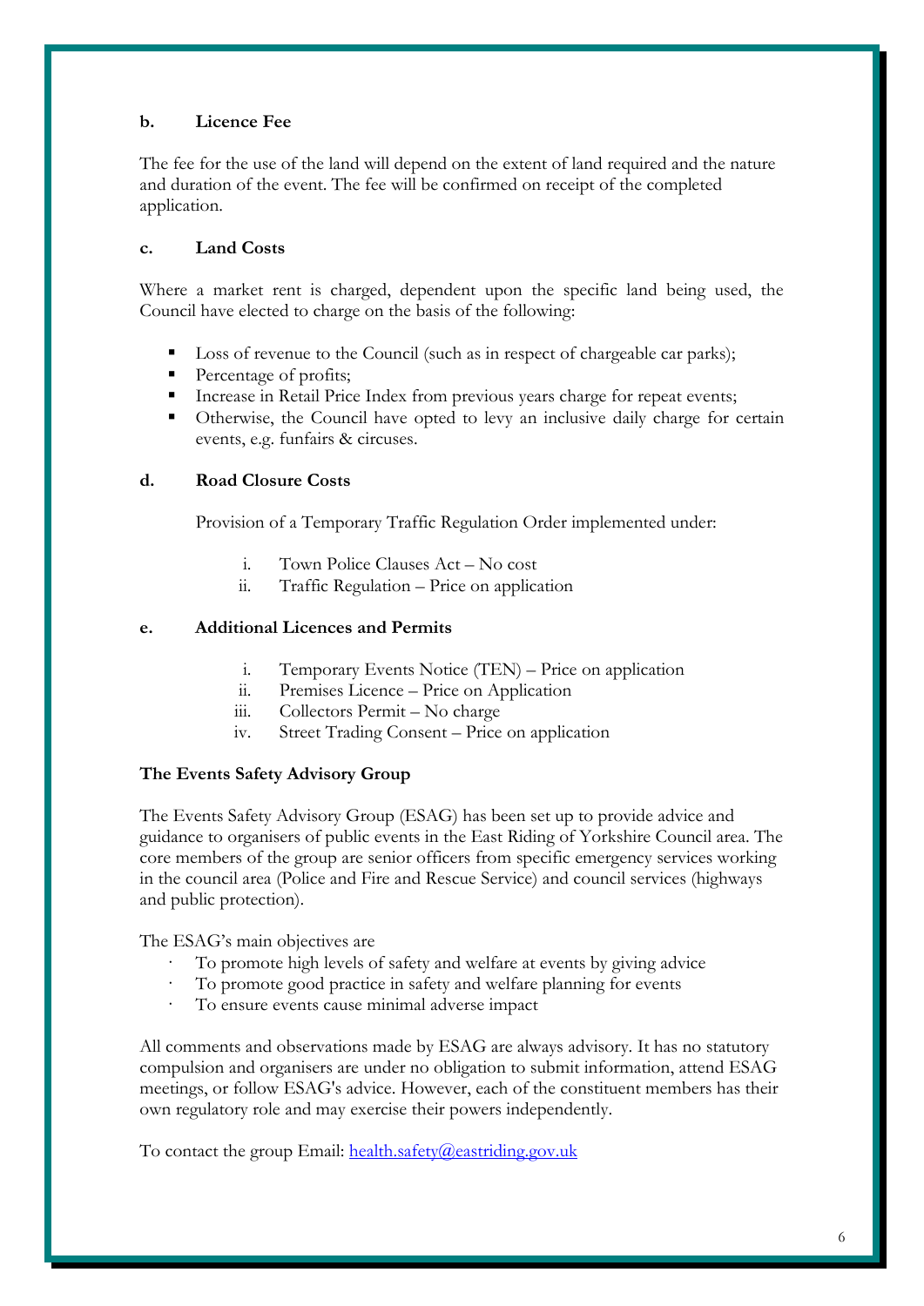**b. Licence Fee**

The fee for the use of the land will depend on the extent of land required and the nature and duration of the event. The fee will be confirmed on receipt of the completed application.

**c. Land Costs**

Where a market rent is charged, dependent upon the specific land being used, the Council have elected to charge on the basis of the following:

- Loss of revenue to the Council (such as in respect of chargeable car parks);
- Percentage of profits;
- Increase in Retail Price Index from previous years charge for repeat events;
- Otherwise, the Council have opted to levy an inclusive daily charge for certain events, e.g. funfairs & circuses.

**d. Road Closure Costs**

Provision of a Temporary Traffic Regulation Order implemented under:

i. Town Police Clauses Act – No cost
ii. Traffic Regulation – Price on application

**e. Additional Licences and Permits**

i. Temporary Events Notice (TEN) – Price on application
ii. Premises Licence – Price on Application
iii. Collectors Permit – No charge
iv. Street Trading Consent – Price on application

**The Events Safety Advisory Group**

The Events Safety Advisory Group (ESAG) has been set up to provide advice and guidance to organisers of public events in the East Riding of Yorkshire Council area. The core members of the group are senior officers from specific emergency services working in the council area (Police and Fire and Rescue Service) and council services (highways and public protection).

The ESAG's main objectives are

- To promote high levels of safety and welfare at events by giving advice
- To promote good practice in safety and welfare planning for events
- To ensure events cause minimal adverse impact

All comments and observations made by ESAG are always advisory. It has no statutory compulsion and organisers are under no obligation to submit information, attend ESAG meetings, or follow ESAG's advice. However, each of the constituent members has their own regulatory role and may exercise their powers independently.

To contact the group Email: health.safety@eastriding.gov.uk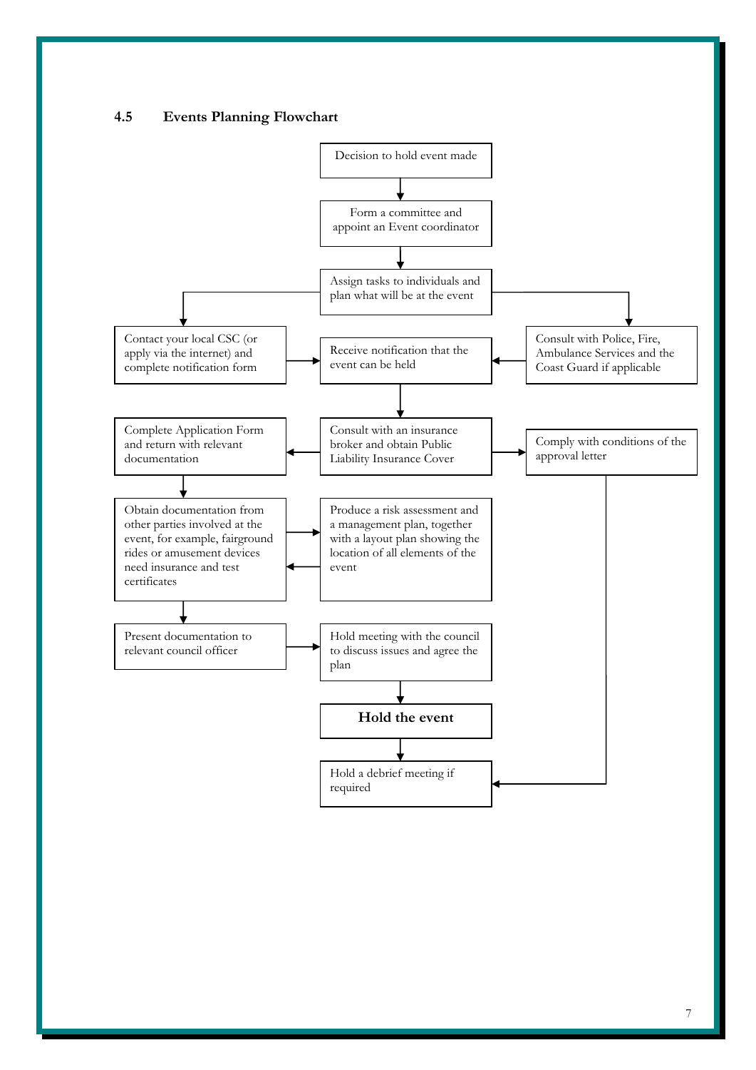## 4.5 Events Planning Flowchart

- Decision to hold event made
- → Form a committee and appoint an Event coordinator
- → Assign tasks to individuals and plan what will be at the event
  - → Contact your local CSC (or apply via the internet) and complete notification form → Receive notification that the event can be held
  - → Consult with Police, Fire, Ambulance Services and the Coast Guard if applicable → Receive notification that the event can be held
- Receive notification that the event can be held → Consult with an insurance broker and obtain Public Liability Insurance Cover
  - → Complete Application Form and return with relevant documentation
    - → Obtain documentation from other parties involved at the event, for example, fairground rides or amusement devices need insurance and test certificates ↔ Produce a risk assessment and a management plan, together with a layout plan showing the location of all elements of the event
    - → Present documentation to relevant council officer
    - → Hold meeting with the council to discuss issues and agree the plan
  - → Comply with conditions of the approval letter → Hold a debrief meeting if required
- Hold meeting with the council to discuss issues and agree the plan → **Hold the event**
- → Hold a debrief meeting if required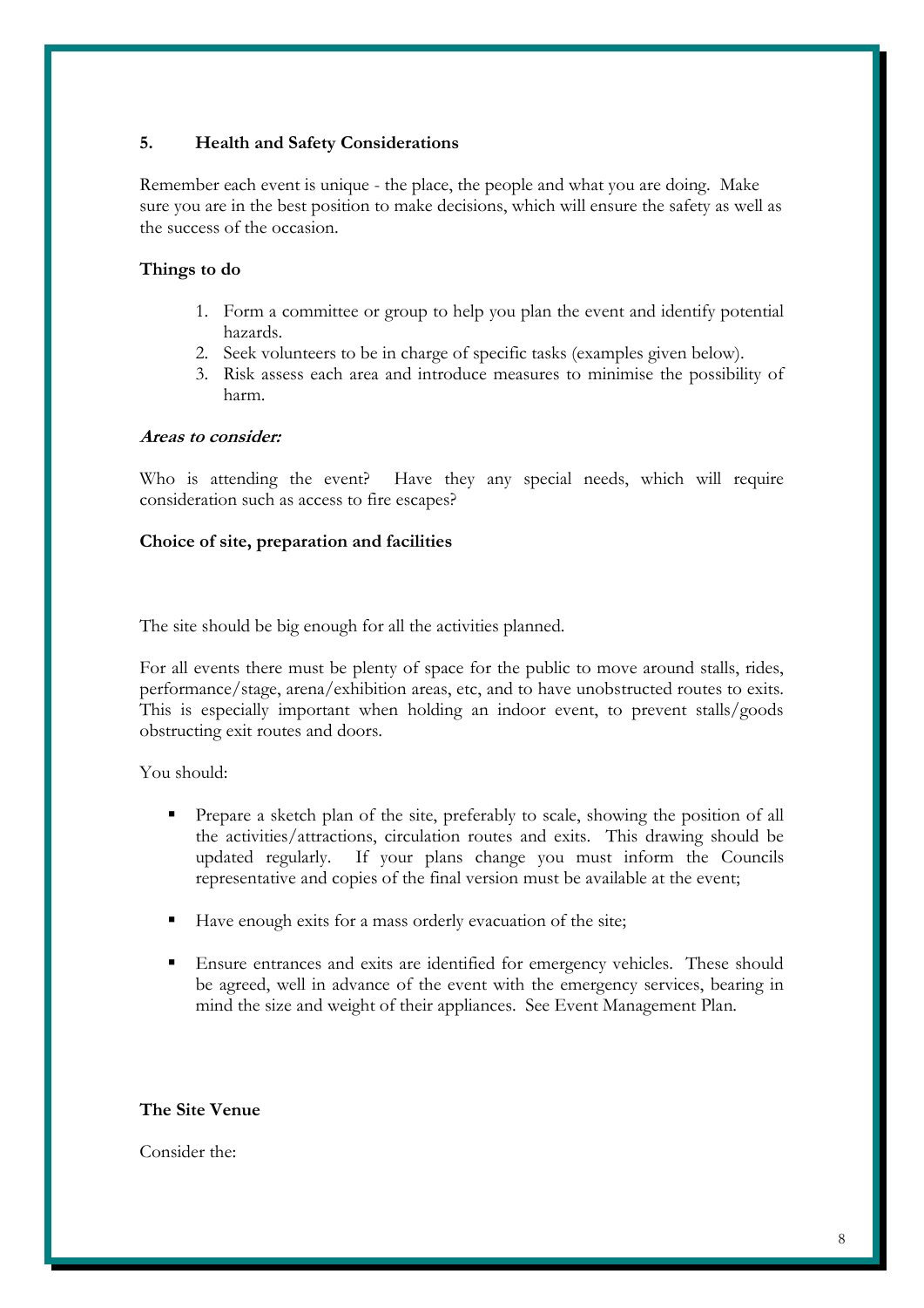## 5. Health and Safety Considerations

Remember each event is unique - the place, the people and what you are doing. Make sure you are in the best position to make decisions, which will ensure the safety as well as the success of the occasion.

### Things to do

1. Form a committee or group to help you plan the event and identify potential hazards.
2. Seek volunteers to be in charge of specific tasks (examples given below).
3. Risk assess each area and introduce measures to minimise the possibility of harm.

***Areas to consider:***

Who is attending the event? Have they any special needs, which will require consideration such as access to fire escapes?

### Choice of site, preparation and facilities

The site should be big enough for all the activities planned.

For all events there must be plenty of space for the public to move around stalls, rides, performance/stage, arena/exhibition areas, etc, and to have unobstructed routes to exits. This is especially important when holding an indoor event, to prevent stalls/goods obstructing exit routes and doors.

You should:

- Prepare a sketch plan of the site, preferably to scale, showing the position of all the activities/attractions, circulation routes and exits. This drawing should be updated regularly. If your plans change you must inform the Councils representative and copies of the final version must be available at the event;

- Have enough exits for a mass orderly evacuation of the site;

- Ensure entrances and exits are identified for emergency vehicles. These should be agreed, well in advance of the event with the emergency services, bearing in mind the size and weight of their appliances. See Event Management Plan.

### The Site Venue

Consider the: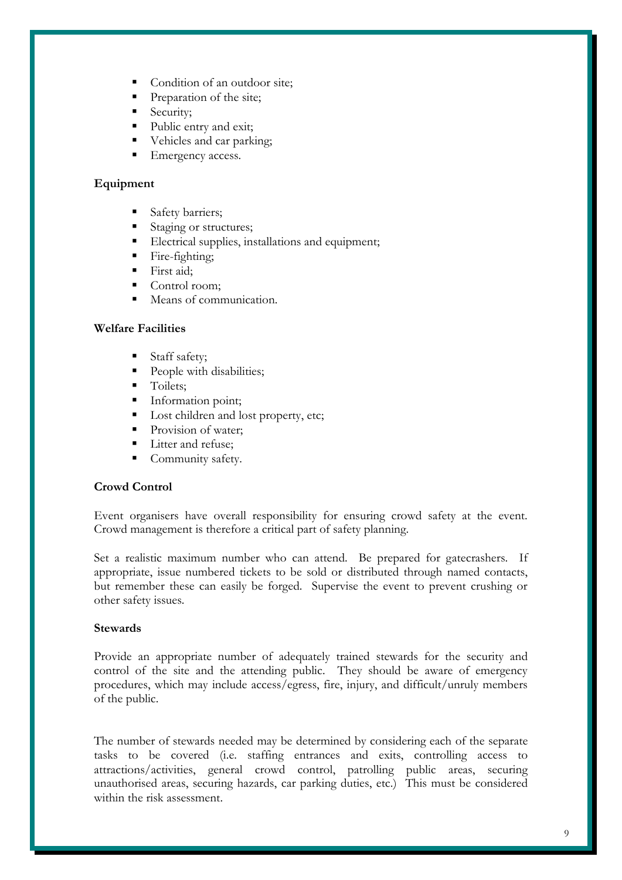- Condition of an outdoor site;
- Preparation of the site;
- Security;
- Public entry and exit;
- Vehicles and car parking;
- Emergency access.

**Equipment**

- Safety barriers;
- Staging or structures;
- Electrical supplies, installations and equipment;
- Fire-fighting;
- First aid;
- Control room;
- Means of communication.

**Welfare Facilities**

- Staff safety;
- People with disabilities;
- Toilets;
- Information point;
- Lost children and lost property, etc;
- Provision of water;
- Litter and refuse;
- Community safety.

**Crowd Control**

Event organisers have overall responsibility for ensuring crowd safety at the event. Crowd management is therefore a critical part of safety planning.

Set a realistic maximum number who can attend. Be prepared for gatecrashers. If appropriate, issue numbered tickets to be sold or distributed through named contacts, but remember these can easily be forged. Supervise the event to prevent crushing or other safety issues.

**Stewards**

Provide an appropriate number of adequately trained stewards for the security and control of the site and the attending public. They should be aware of emergency procedures, which may include access/egress, fire, injury, and difficult/unruly members of the public.

The number of stewards needed may be determined by considering each of the separate tasks to be covered (i.e. staffing entrances and exits, controlling access to attractions/activities, general crowd control, patrolling public areas, securing unauthorised areas, securing hazards, car parking duties, etc.) This must be considered within the risk assessment.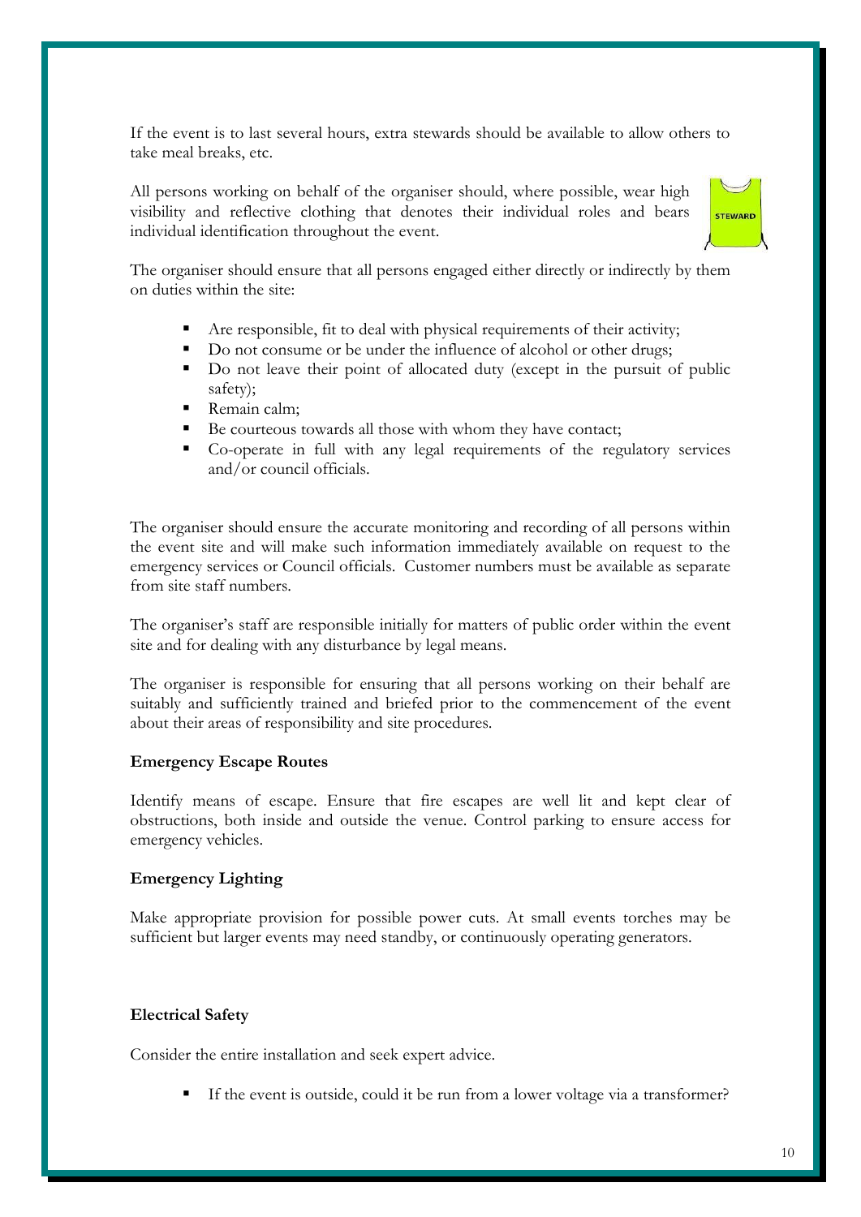If the event is to last several hours, extra stewards should be available to allow others to take meal breaks, etc.

All persons working on behalf of the organiser should, where possible, wear high visibility and reflective clothing that denotes their individual roles and bears individual identification throughout the event.

The organiser should ensure that all persons engaged either directly or indirectly by them on duties within the site:

- Are responsible, fit to deal with physical requirements of their activity;
- Do not consume or be under the influence of alcohol or other drugs;
- Do not leave their point of allocated duty (except in the pursuit of public safety);
- Remain calm;
- Be courteous towards all those with whom they have contact;
- Co-operate in full with any legal requirements of the regulatory services and/or council officials.

The organiser should ensure the accurate monitoring and recording of all persons within the event site and will make such information immediately available on request to the emergency services or Council officials. Customer numbers must be available as separate from site staff numbers.

The organiser's staff are responsible initially for matters of public order within the event site and for dealing with any disturbance by legal means.

The organiser is responsible for ensuring that all persons working on their behalf are suitably and sufficiently trained and briefed prior to the commencement of the event about their areas of responsibility and site procedures.

**Emergency Escape Routes**

Identify means of escape. Ensure that fire escapes are well lit and kept clear of obstructions, both inside and outside the venue. Control parking to ensure access for emergency vehicles.

**Emergency Lighting**

Make appropriate provision for possible power cuts. At small events torches may be sufficient but larger events may need standby, or continuously operating generators.

**Electrical Safety**

Consider the entire installation and seek expert advice.

- If the event is outside, could it be run from a lower voltage via a transformer?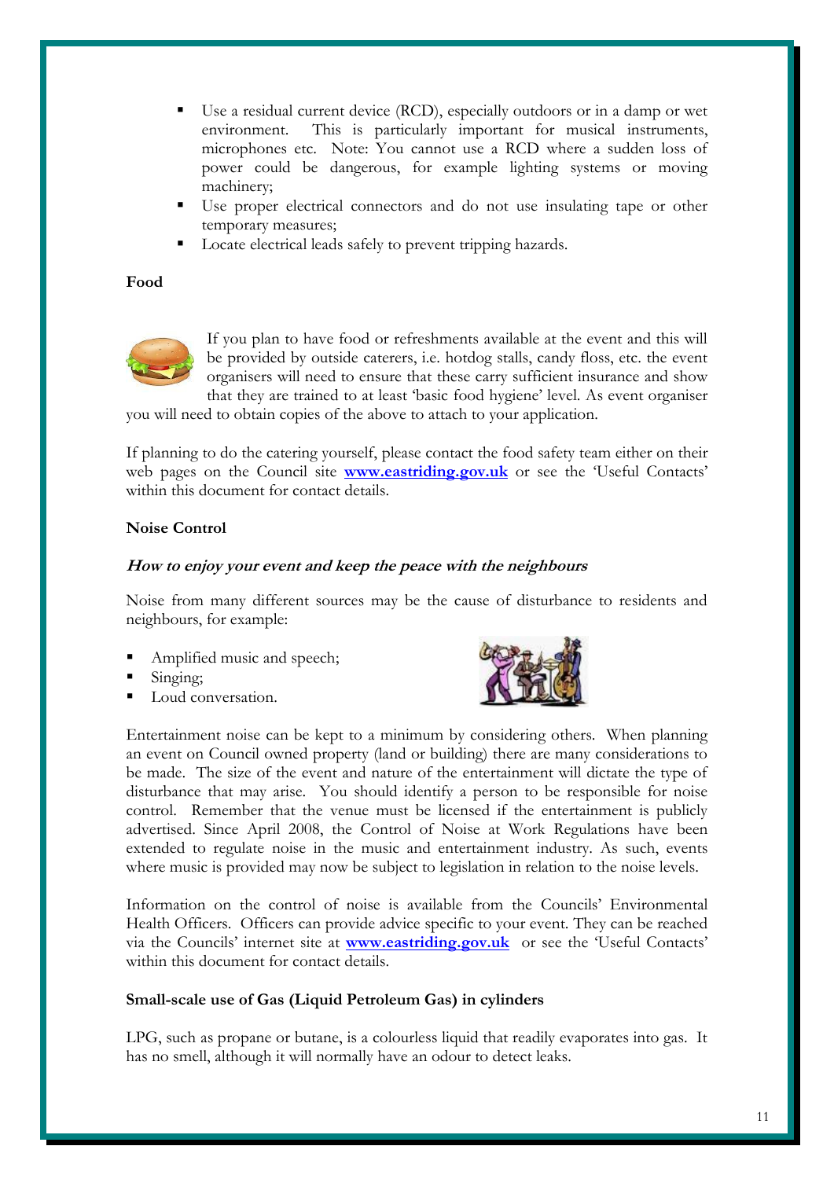- Use a residual current device (RCD), especially outdoors or in a damp or wet environment. This is particularly important for musical instruments, microphones etc. Note: You cannot use a RCD where a sudden loss of power could be dangerous, for example lighting systems or moving machinery;
- Use proper electrical connectors and do not use insulating tape or other temporary measures;
- Locate electrical leads safely to prevent tripping hazards.

**Food**

If you plan to have food or refreshments available at the event and this will be provided by outside caterers, i.e. hotdog stalls, candy floss, etc. the event organisers will need to ensure that these carry sufficient insurance and show that they are trained to at least 'basic food hygiene' level. As event organiser you will need to obtain copies of the above to attach to your application.

If planning to do the catering yourself, please contact the food safety team either on their web pages on the Council site **www.eastriding.gov.uk** or see the 'Useful Contacts' within this document for contact details.

**Noise Control**

***How to enjoy your event and keep the peace with the neighbours***

Noise from many different sources may be the cause of disturbance to residents and neighbours, for example:

- Amplified music and speech;
- Singing;
- Loud conversation.

Entertainment noise can be kept to a minimum by considering others. When planning an event on Council owned property (land or building) there are many considerations to be made. The size of the event and nature of the entertainment will dictate the type of disturbance that may arise. You should identify a person to be responsible for noise control. Remember that the venue must be licensed if the entertainment is publicly advertised. Since April 2008, the Control of Noise at Work Regulations have been extended to regulate noise in the music and entertainment industry. As such, events where music is provided may now be subject to legislation in relation to the noise levels.

Information on the control of noise is available from the Councils' Environmental Health Officers. Officers can provide advice specific to your event. They can be reached via the Councils' internet site at **www.eastriding.gov.uk** or see the 'Useful Contacts' within this document for contact details.

**Small-scale use of Gas (Liquid Petroleum Gas) in cylinders**

LPG, such as propane or butane, is a colourless liquid that readily evaporates into gas. It has no smell, although it will normally have an odour to detect leaks.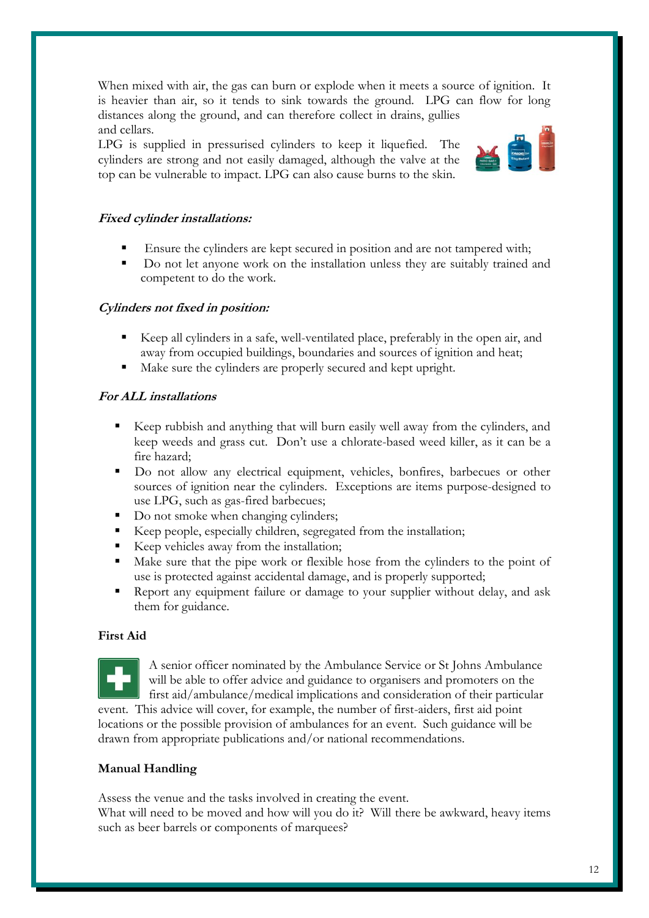When mixed with air, the gas can burn or explode when it meets a source of ignition. It is heavier than air, so it tends to sink towards the ground. LPG can flow for long distances along the ground, and can therefore collect in drains, gullies and cellars.

LPG is supplied in pressurised cylinders to keep it liquefied. The cylinders are strong and not easily damaged, although the valve at the top can be vulnerable to impact. LPG can also cause burns to the skin.

***Fixed cylinder installations:***

- Ensure the cylinders are kept secured in position and are not tampered with;
- Do not let anyone work on the installation unless they are suitably trained and competent to do the work.

***Cylinders not fixed in position:***

- Keep all cylinders in a safe, well-ventilated place, preferably in the open air, and away from occupied buildings, boundaries and sources of ignition and heat;
- Make sure the cylinders are properly secured and kept upright.

***For ALL installations***

- Keep rubbish and anything that will burn easily well away from the cylinders, and keep weeds and grass cut. Don't use a chlorate-based weed killer, as it can be a fire hazard;
- Do not allow any electrical equipment, vehicles, bonfires, barbecues or other sources of ignition near the cylinders. Exceptions are items purpose-designed to use LPG, such as gas-fired barbecues;
- Do not smoke when changing cylinders;
- Keep people, especially children, segregated from the installation;
- Keep vehicles away from the installation;
- Make sure that the pipe work or flexible hose from the cylinders to the point of use is protected against accidental damage, and is properly supported;
- Report any equipment failure or damage to your supplier without delay, and ask them for guidance.

**First Aid**

A senior officer nominated by the Ambulance Service or St Johns Ambulance will be able to offer advice and guidance to organisers and promoters on the first aid/ambulance/medical implications and consideration of their particular event. This advice will cover, for example, the number of first-aiders, first aid point locations or the possible provision of ambulances for an event. Such guidance will be drawn from appropriate publications and/or national recommendations.

**Manual Handling**

Assess the venue and the tasks involved in creating the event.
What will need to be moved and how will you do it? Will there be awkward, heavy items such as beer barrels or components of marquees?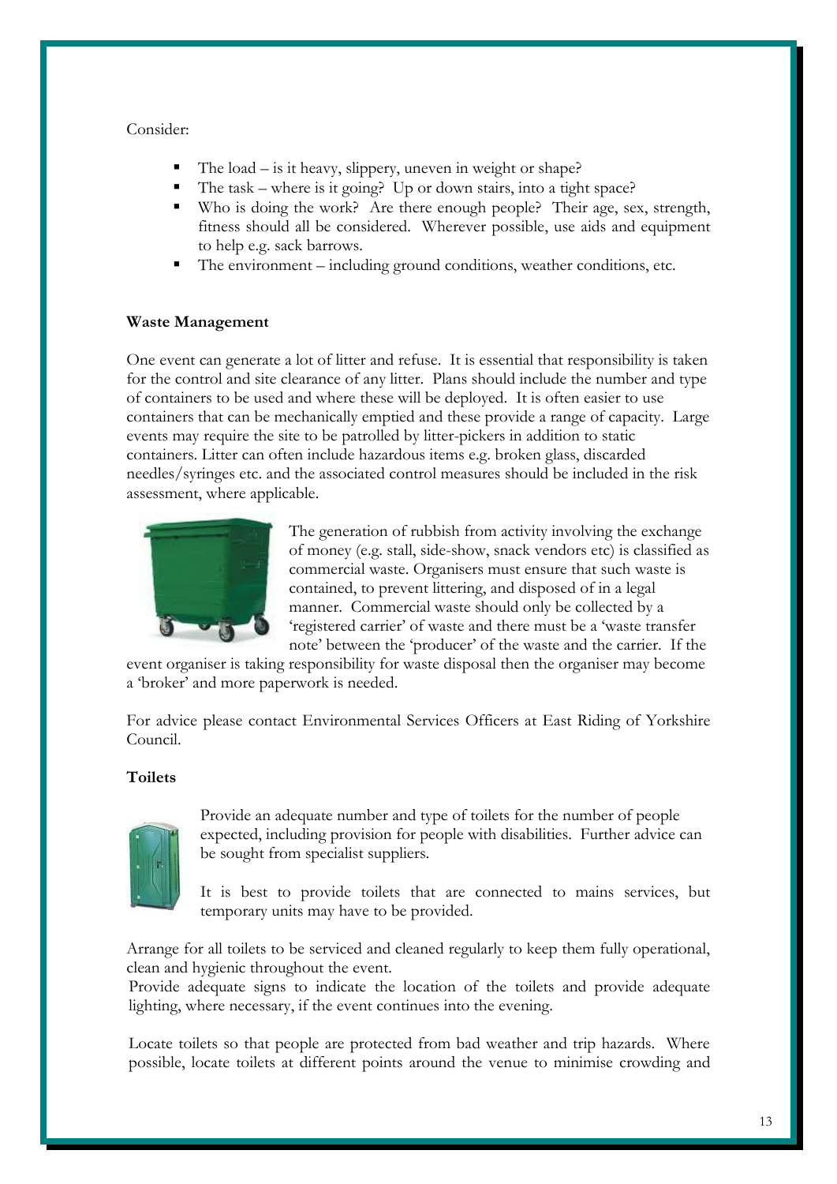Consider:

- The load – is it heavy, slippery, uneven in weight or shape?
- The task – where is it going? Up or down stairs, into a tight space?
- Who is doing the work? Are there enough people? Their age, sex, strength, fitness should all be considered. Wherever possible, use aids and equipment to help e.g. sack barrows.
- The environment – including ground conditions, weather conditions, etc.

**Waste Management**

One event can generate a lot of litter and refuse. It is essential that responsibility is taken for the control and site clearance of any litter. Plans should include the number and type of containers to be used and where these will be deployed. It is often easier to use containers that can be mechanically emptied and these provide a range of capacity. Large events may require the site to be patrolled by litter-pickers in addition to static containers. Litter can often include hazardous items e.g. broken glass, discarded needles/syringes etc. and the associated control measures should be included in the risk assessment, where applicable.

The generation of rubbish from activity involving the exchange of money (e.g. stall, side-show, snack vendors etc) is classified as commercial waste. Organisers must ensure that such waste is contained, to prevent littering, and disposed of in a legal manner. Commercial waste should only be collected by a 'registered carrier' of waste and there must be a 'waste transfer note' between the 'producer' of the waste and the carrier. If the event organiser is taking responsibility for waste disposal then the organiser may become a 'broker' and more paperwork is needed.

For advice please contact Environmental Services Officers at East Riding of Yorkshire Council.

**Toilets**

Provide an adequate number and type of toilets for the number of people expected, including provision for people with disabilities. Further advice can be sought from specialist suppliers.

It is best to provide toilets that are connected to mains services, but temporary units may have to be provided.

Arrange for all toilets to be serviced and cleaned regularly to keep them fully operational, clean and hygienic throughout the event.
Provide adequate signs to indicate the location of the toilets and provide adequate lighting, where necessary, if the event continues into the evening.

Locate toilets so that people are protected from bad weather and trip hazards. Where possible, locate toilets at different points around the venue to minimise crowding and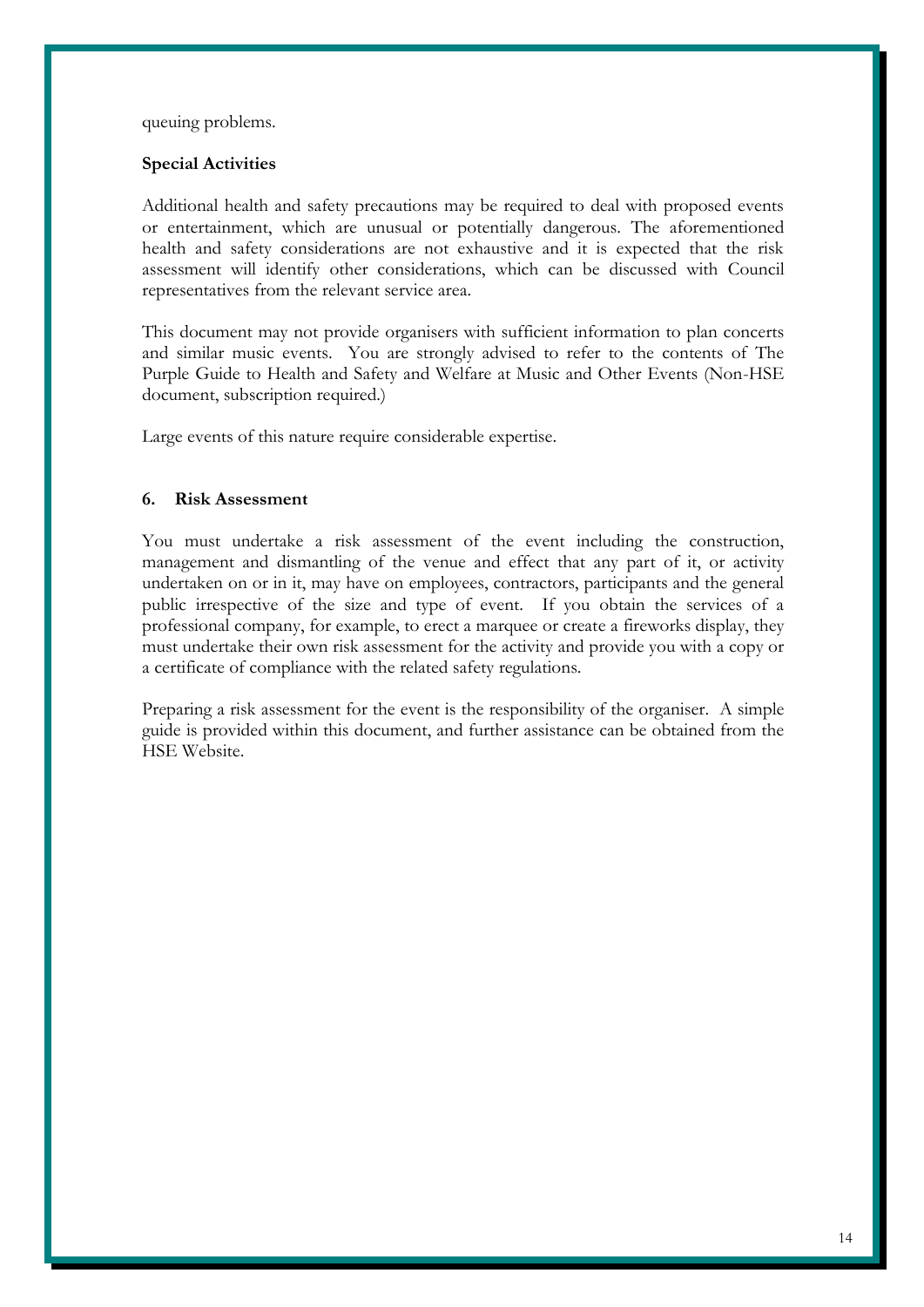queuing problems.

**Special Activities**

Additional health and safety precautions may be required to deal with proposed events or entertainment, which are unusual or potentially dangerous. The aforementioned health and safety considerations are not exhaustive and it is expected that the risk assessment will identify other considerations, which can be discussed with Council representatives from the relevant service area.

This document may not provide organisers with sufficient information to plan concerts and similar music events. You are strongly advised to refer to the contents of The Purple Guide to Health and Safety and Welfare at Music and Other Events (Non-HSE document, subscription required.)

Large events of this nature require considerable expertise.

## 6. Risk Assessment

You must undertake a risk assessment of the event including the construction, management and dismantling of the venue and effect that any part of it, or activity undertaken on or in it, may have on employees, contractors, participants and the general public irrespective of the size and type of event. If you obtain the services of a professional company, for example, to erect a marquee or create a fireworks display, they must undertake their own risk assessment for the activity and provide you with a copy or a certificate of compliance with the related safety regulations.

Preparing a risk assessment for the event is the responsibility of the organiser. A simple guide is provided within this document, and further assistance can be obtained from the HSE Website.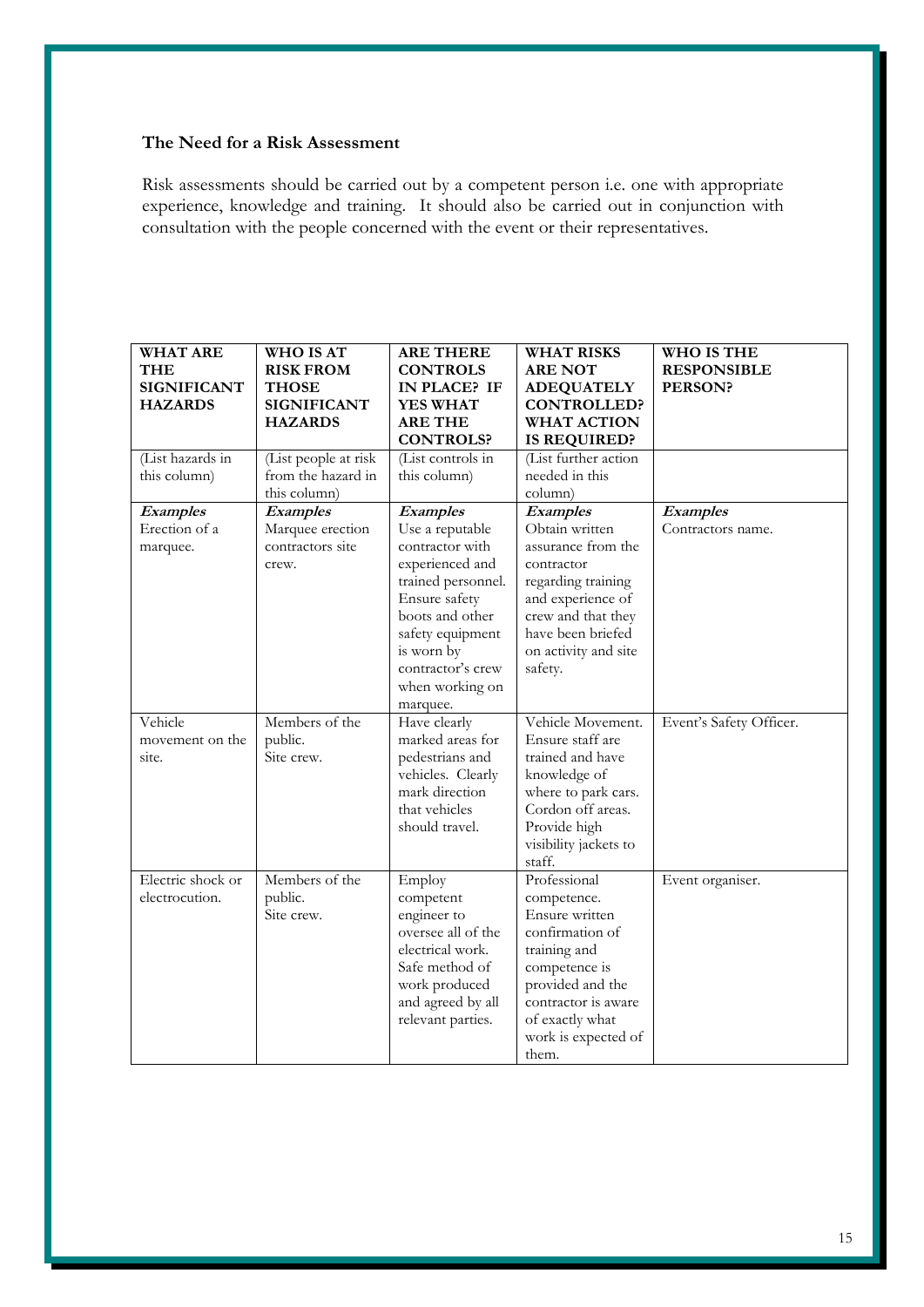### The Need for a Risk Assessment

Risk assessments should be carried out by a competent person i.e. one with appropriate experience, knowledge and training. It should also be carried out in conjunction with consultation with the people concerned with the event or their representatives.

| **WHAT ARE THE SIGNIFICANT HAZARDS** | **WHO IS AT RISK FROM THOSE SIGNIFICANT HAZARDS** | **ARE THERE CONTROLS IN PLACE? IF YES WHAT ARE THE CONTROLS?** | **WHAT RISKS ARE NOT ADEQUATELY CONTROLLED? WHAT ACTION IS REQUIRED?** | **WHO IS THE RESPONSIBLE PERSON?** |
|---|---|---|---|---|
| (List hazards in this column) | (List people at risk from the hazard in this column) | (List controls in this column) | (List further action needed in this column) | |
| ***Examples*** Erection of a marquee. | ***Examples*** Marquee erection contractors site crew. | ***Examples*** Use a reputable contractor with experienced and trained personnel. Ensure safety boots and other safety equipment is worn by contractor's crew when working on marquee. | ***Examples*** Obtain written assurance from the contractor regarding training and experience of crew and that they have been briefed on activity and site safety. | ***Examples*** Contractors name. |
| Vehicle movement on the site. | Members of the public. Site crew. | Have clearly marked areas for pedestrians and vehicles. Clearly mark direction that vehicles should travel. | Vehicle Movement. Ensure staff are trained and have knowledge of where to park cars. Cordon off areas. Provide high visibility jackets to staff. | Event's Safety Officer. |
| Electric shock or electrocution. | Members of the public. Site crew. | Employ competent engineer to oversee all of the electrical work. Safe method of work produced and agreed by all relevant parties. | Professional competence. Ensure written confirmation of training and competence is provided and the contractor is aware of exactly what work is expected of them. | Event organiser. |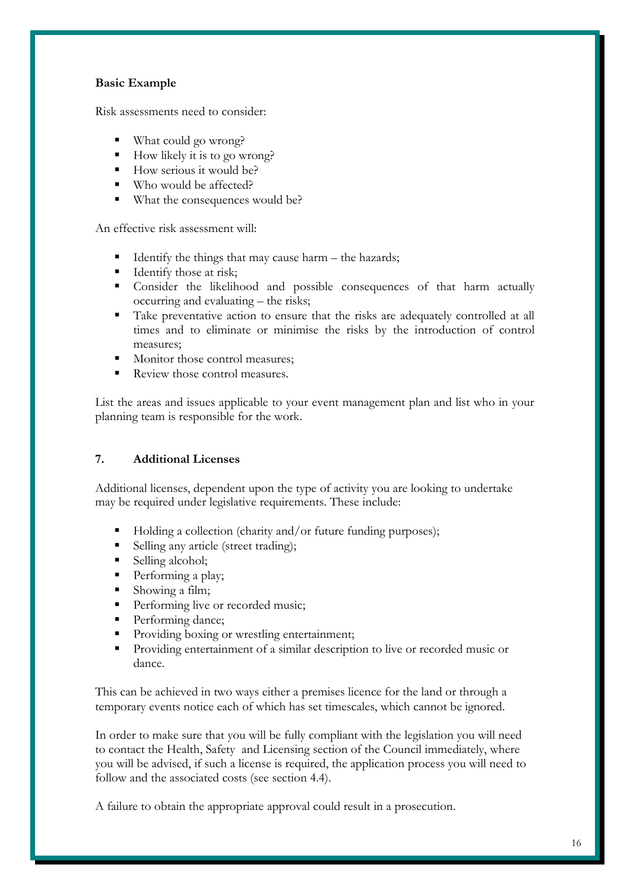**Basic Example**

Risk assessments need to consider:

- What could go wrong?
- How likely it is to go wrong?
- How serious it would be?
- Who would be affected?
- What the consequences would be?

An effective risk assessment will:

- Identify the things that may cause harm – the hazards;
- Identify those at risk;
- Consider the likelihood and possible consequences of that harm actually occurring and evaluating – the risks;
- Take preventative action to ensure that the risks are adequately controlled at all times and to eliminate or minimise the risks by the introduction of control measures;
- Monitor those control measures;
- Review those control measures.

List the areas and issues applicable to your event management plan and list who in your planning team is responsible for the work.

## 7. Additional Licenses

Additional licenses, dependent upon the type of activity you are looking to undertake may be required under legislative requirements. These include:

- Holding a collection (charity and/or future funding purposes);
- Selling any article (street trading);
- Selling alcohol;
- Performing a play;
- Showing a film;
- Performing live or recorded music;
- Performing dance;
- Providing boxing or wrestling entertainment;
- Providing entertainment of a similar description to live or recorded music or dance.

This can be achieved in two ways either a premises licence for the land or through a temporary events notice each of which has set timescales, which cannot be ignored.

In order to make sure that you will be fully compliant with the legislation you will need to contact the Health, Safety and Licensing section of the Council immediately, where you will be advised, if such a license is required, the application process you will need to follow and the associated costs (see section 4.4).

A failure to obtain the appropriate approval could result in a prosecution.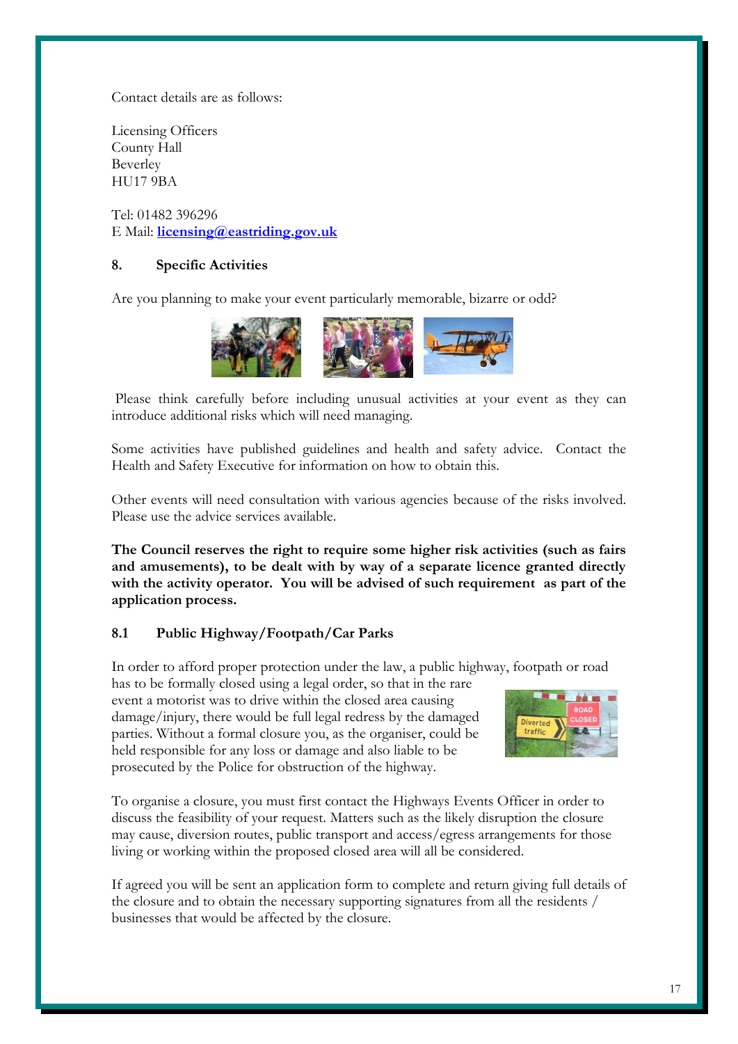Contact details are as follows:

Licensing Officers
County Hall
Beverley
HU17 9BA

Tel: 01482 396296
E Mail: **licensing@eastriding.gov.uk**

## 8. Specific Activities

Are you planning to make your event particularly memorable, bizarre or odd?

Please think carefully before including unusual activities at your event as they can introduce additional risks which will need managing.

Some activities have published guidelines and health and safety advice. Contact the Health and Safety Executive for information on how to obtain this.

Other events will need consultation with various agencies because of the risks involved. Please use the advice services available.

**The Council reserves the right to require some higher risk activities (such as fairs and amusements), to be dealt with by way of a separate licence granted directly with the activity operator. You will be advised of such requirement as part of the application process.**

### 8.1 Public Highway/Footpath/Car Parks

In order to afford proper protection under the law, a public highway, footpath or road has to be formally closed using a legal order, so that in the rare event a motorist was to drive within the closed area causing damage/injury, there would be full legal redress by the damaged parties. Without a formal closure you, as the organiser, could be held responsible for any loss or damage and also liable to be prosecuted by the Police for obstruction of the highway.

To organise a closure, you must first contact the Highways Events Officer in order to discuss the feasibility of your request. Matters such as the likely disruption the closure may cause, diversion routes, public transport and access/egress arrangements for those living or working within the proposed closed area will all be considered.

If agreed you will be sent an application form to complete and return giving full details of the closure and to obtain the necessary supporting signatures from all the residents / businesses that would be affected by the closure.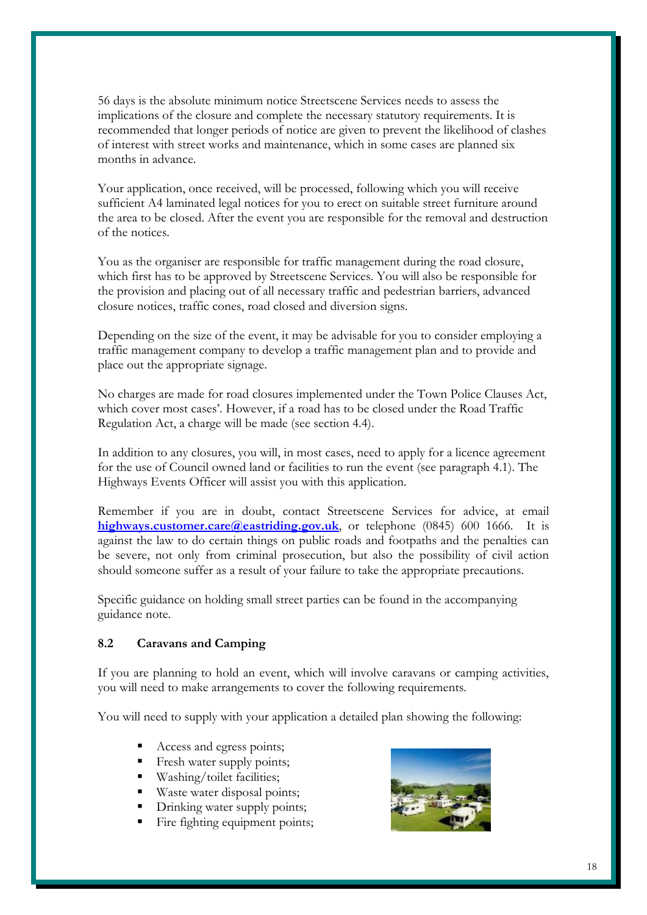56 days is the absolute minimum notice Streetscene Services needs to assess the implications of the closure and complete the necessary statutory requirements. It is recommended that longer periods of notice are given to prevent the likelihood of clashes of interest with street works and maintenance, which in some cases are planned six months in advance.

Your application, once received, will be processed, following which you will receive sufficient A4 laminated legal notices for you to erect on suitable street furniture around the area to be closed. After the event you are responsible for the removal and destruction of the notices.

You as the organiser are responsible for traffic management during the road closure, which first has to be approved by Streetscene Services. You will also be responsible for the provision and placing out of all necessary traffic and pedestrian barriers, advanced closure notices, traffic cones, road closed and diversion signs.

Depending on the size of the event, it may be advisable for you to consider employing a traffic management company to develop a traffic management plan and to provide and place out the appropriate signage.

No charges are made for road closures implemented under the Town Police Clauses Act, which cover most cases'. However, if a road has to be closed under the Road Traffic Regulation Act, a charge will be made (see section 4.4).

In addition to any closures, you will, in most cases, need to apply for a licence agreement for the use of Council owned land or facilities to run the event (see paragraph 4.1). The Highways Events Officer will assist you with this application.

Remember if you are in doubt, contact Streetscene Services for advice, at email **highways.customer.care@eastriding.gov.uk**, or telephone (0845) 600 1666. It is against the law to do certain things on public roads and footpaths and the penalties can be severe, not only from criminal prosecution, but also the possibility of civil action should someone suffer as a result of your failure to take the appropriate precautions.

Specific guidance on holding small street parties can be found in the accompanying guidance note.

### 8.2 Caravans and Camping

If you are planning to hold an event, which will involve caravans or camping activities, you will need to make arrangements to cover the following requirements.

You will need to supply with your application a detailed plan showing the following:

- Access and egress points;
- Fresh water supply points;
- Washing/toilet facilities;
- Waste water disposal points;
- Drinking water supply points;
- Fire fighting equipment points;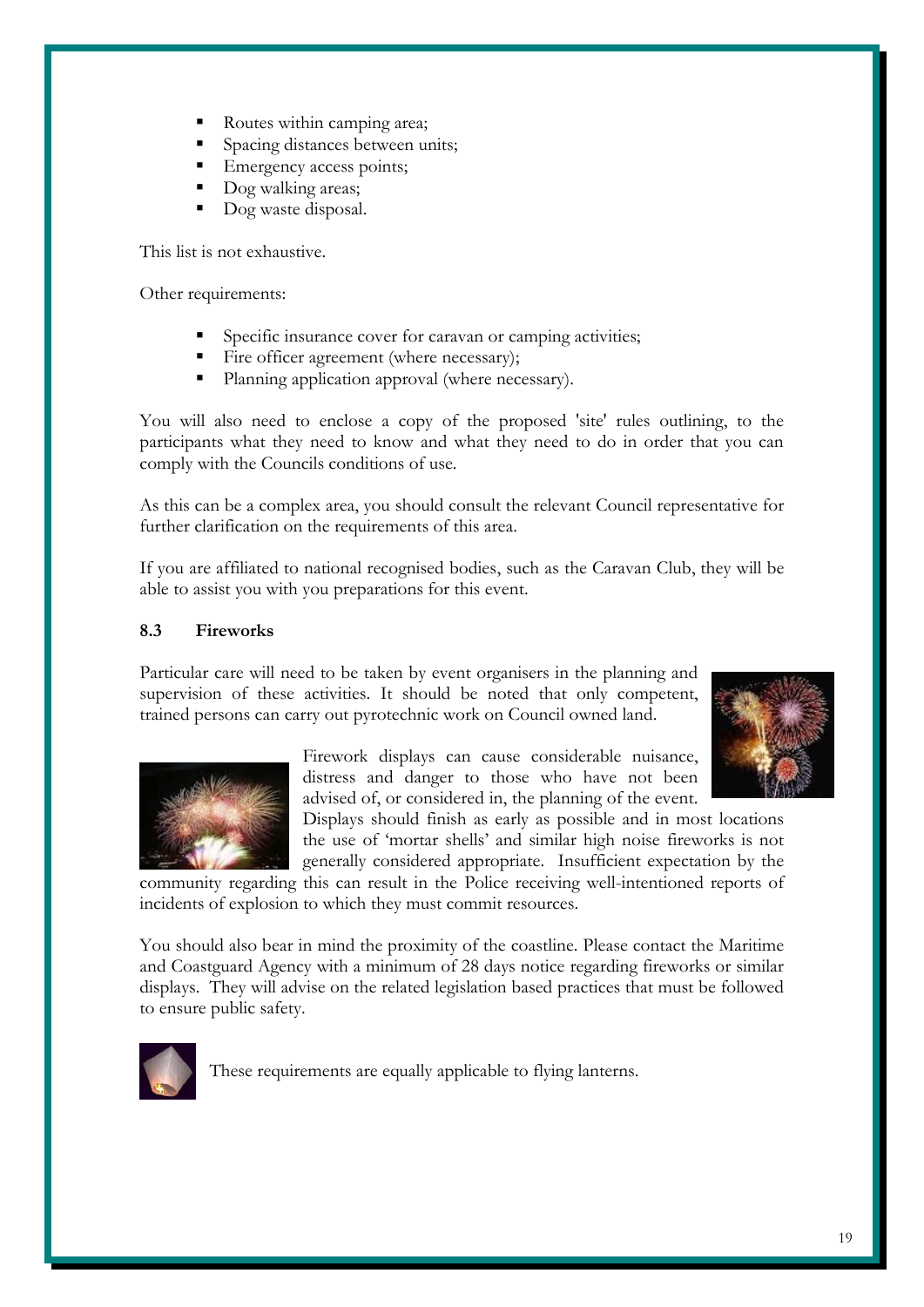- Routes within camping area;
- Spacing distances between units;
- Emergency access points;
- Dog walking areas;
- Dog waste disposal.

This list is not exhaustive.

Other requirements:

- Specific insurance cover for caravan or camping activities;
- Fire officer agreement (where necessary);
- Planning application approval (where necessary).

You will also need to enclose a copy of the proposed 'site' rules outlining, to the participants what they need to know and what they need to do in order that you can comply with the Councils conditions of use.

As this can be a complex area, you should consult the relevant Council representative for further clarification on the requirements of this area.

If you are affiliated to national recognised bodies, such as the Caravan Club, they will be able to assist you with you preparations for this event.

### 8.3 Fireworks

Particular care will need to be taken by event organisers in the planning and supervision of these activities. It should be noted that only competent, trained persons can carry out pyrotechnic work on Council owned land.

Firework displays can cause considerable nuisance, distress and danger to those who have not been advised of, or considered in, the planning of the event. Displays should finish as early as possible and in most locations the use of 'mortar shells' and similar high noise fireworks is not generally considered appropriate. Insufficient expectation by the community regarding this can result in the Police receiving well-intentioned reports of incidents of explosion to which they must commit resources.

You should also bear in mind the proximity of the coastline. Please contact the Maritime and Coastguard Agency with a minimum of 28 days notice regarding fireworks or similar displays. They will advise on the related legislation based practices that must be followed to ensure public safety.

These requirements are equally applicable to flying lanterns.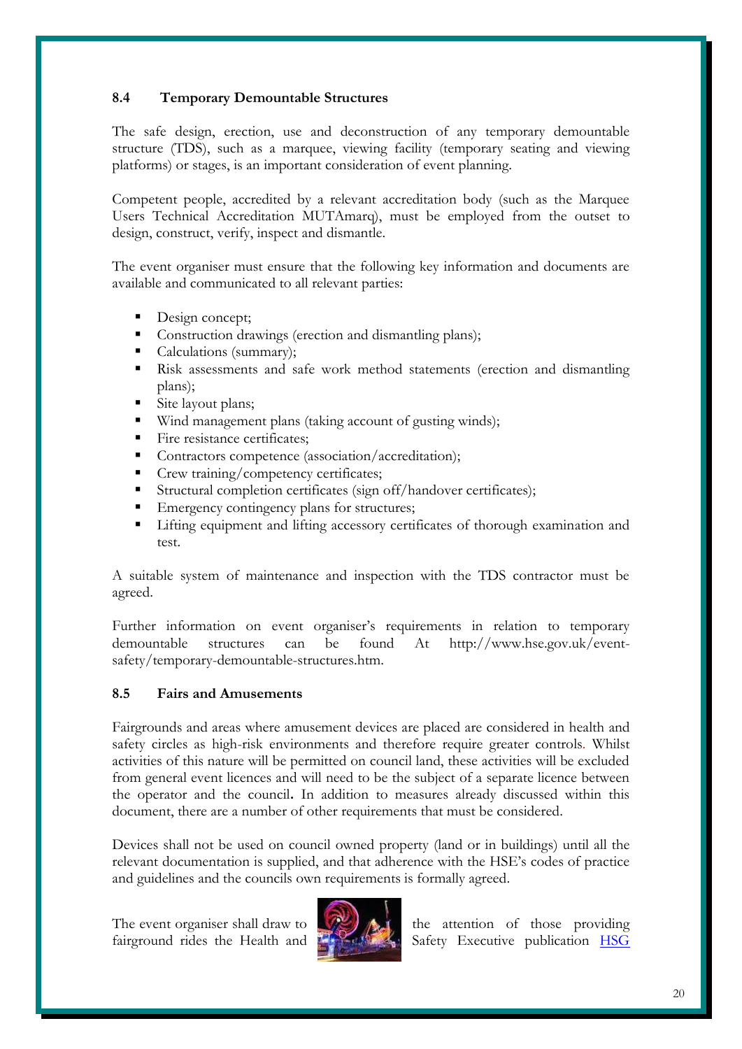### 8.4 Temporary Demountable Structures

The safe design, erection, use and deconstruction of any temporary demountable structure (TDS), such as a marquee, viewing facility (temporary seating and viewing platforms) or stages, is an important consideration of event planning.

Competent people, accredited by a relevant accreditation body (such as the Marquee Users Technical Accreditation MUTAmarq), must be employed from the outset to design, construct, verify, inspect and dismantle.

The event organiser must ensure that the following key information and documents are available and communicated to all relevant parties:

- Design concept;
- Construction drawings (erection and dismantling plans);
- Calculations (summary);
- Risk assessments and safe work method statements (erection and dismantling plans);
- Site layout plans;
- Wind management plans (taking account of gusting winds);
- Fire resistance certificates;
- Contractors competence (association/accreditation);
- Crew training/competency certificates;
- Structural completion certificates (sign off/handover certificates);
- Emergency contingency plans for structures;
- Lifting equipment and lifting accessory certificates of thorough examination and test.

A suitable system of maintenance and inspection with the TDS contractor must be agreed.

Further information on event organiser's requirements in relation to temporary demountable structures can be found At http://www.hse.gov.uk/event-safety/temporary-demountable-structures.htm.

### 8.5 Fairs and Amusements

Fairgrounds and areas where amusement devices are placed are considered in health and safety circles as high-risk environments and therefore require greater controls. Whilst activities of this nature will be permitted on council land, these activities will be excluded from general event licences and will need to be the subject of a separate licence between the operator and the council. In addition to measures already discussed within this document, there are a number of other requirements that must be considered.

Devices shall not be used on council owned property (land or in buildings) until all the relevant documentation is supplied, and that adherence with the HSE's codes of practice and guidelines and the councils own requirements is formally agreed.

The event organiser shall draw to the attention of those providing fairground rides the Health and Safety Executive publication HSG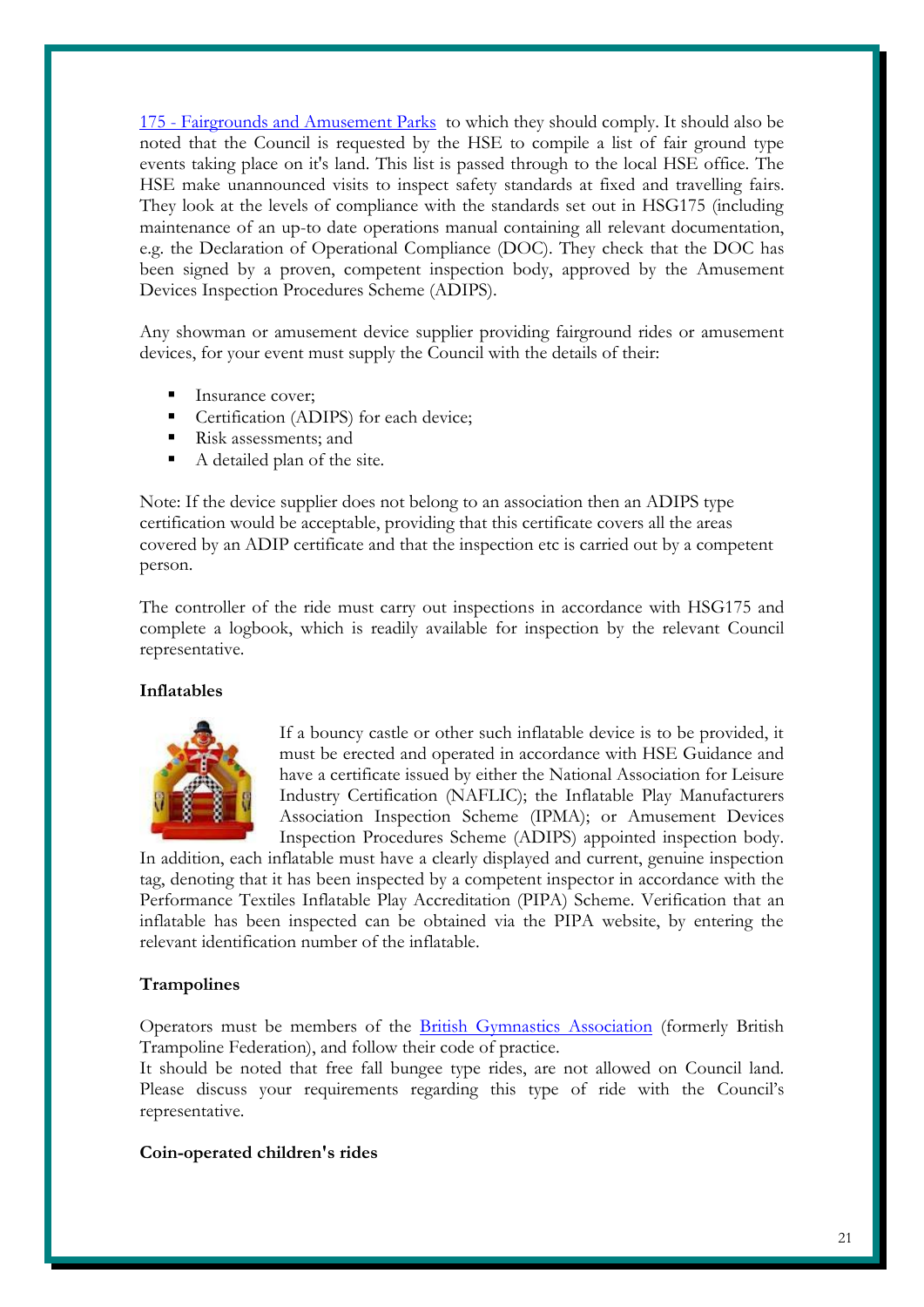[175 - Fairgrounds and Amusement Parks](#) to which they should comply. It should also be noted that the Council is requested by the HSE to compile a list of fair ground type events taking place on it's land. This list is passed through to the local HSE office. The HSE make unannounced visits to inspect safety standards at fixed and travelling fairs. They look at the levels of compliance with the standards set out in HSG175 (including maintenance of an up-to date operations manual containing all relevant documentation, e.g. the Declaration of Operational Compliance (DOC). They check that the DOC has been signed by a proven, competent inspection body, approved by the Amusement Devices Inspection Procedures Scheme (ADIPS).

Any showman or amusement device supplier providing fairground rides or amusement devices, for your event must supply the Council with the details of their:

- Insurance cover;
- Certification (ADIPS) for each device;
- Risk assessments; and
- A detailed plan of the site.

Note: If the device supplier does not belong to an association then an ADIPS type certification would be acceptable, providing that this certificate covers all the areas covered by an ADIP certificate and that the inspection etc is carried out by a competent person.

The controller of the ride must carry out inspections in accordance with HSG175 and complete a logbook, which is readily available for inspection by the relevant Council representative.

**Inflatables**

If a bouncy castle or other such inflatable device is to be provided, it must be erected and operated in accordance with HSE Guidance and have a certificate issued by either the National Association for Leisure Industry Certification (NAFLIC); the Inflatable Play Manufacturers Association Inspection Scheme (IPMA); or Amusement Devices Inspection Procedures Scheme (ADIPS) appointed inspection body. In addition, each inflatable must have a clearly displayed and current, genuine inspection tag, denoting that it has been inspected by a competent inspector in accordance with the Performance Textiles Inflatable Play Accreditation (PIPA) Scheme. Verification that an inflatable has been inspected can be obtained via the PIPA website, by entering the relevant identification number of the inflatable.

**Trampolines**

Operators must be members of the [British Gymnastics Association](#) (formerly British Trampoline Federation), and follow their code of practice.
It should be noted that free fall bungee type rides, are not allowed on Council land. Please discuss your requirements regarding this type of ride with the Council's representative.

**Coin-operated children's rides**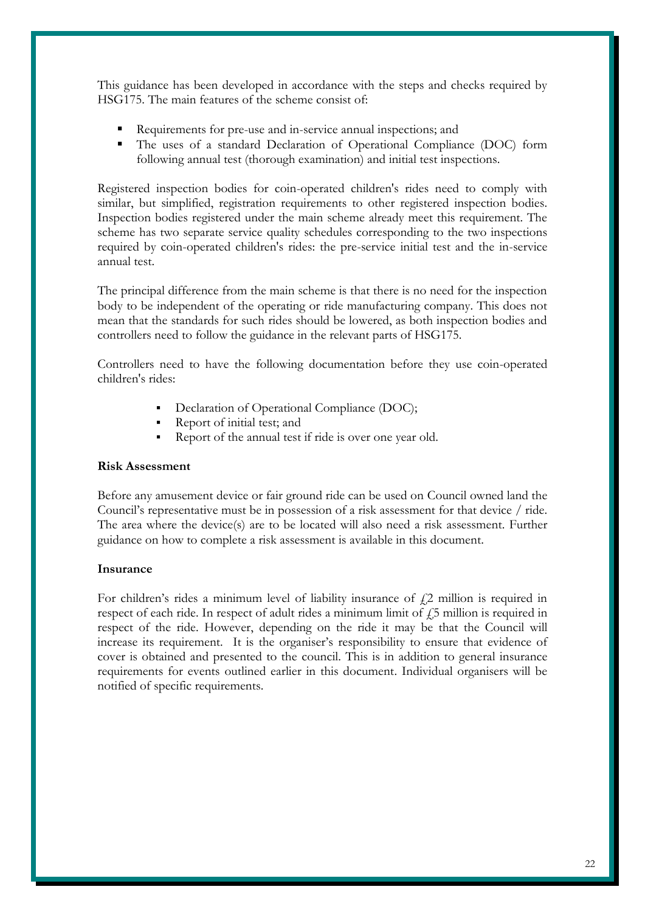This guidance has been developed in accordance with the steps and checks required by HSG175. The main features of the scheme consist of:

- Requirements for pre-use and in-service annual inspections; and
- The uses of a standard Declaration of Operational Compliance (DOC) form following annual test (thorough examination) and initial test inspections.

Registered inspection bodies for coin-operated children's rides need to comply with similar, but simplified, registration requirements to other registered inspection bodies. Inspection bodies registered under the main scheme already meet this requirement. The scheme has two separate service quality schedules corresponding to the two inspections required by coin-operated children's rides: the pre-service initial test and the in-service annual test.

The principal difference from the main scheme is that there is no need for the inspection body to be independent of the operating or ride manufacturing company. This does not mean that the standards for such rides should be lowered, as both inspection bodies and controllers need to follow the guidance in the relevant parts of HSG175.

Controllers need to have the following documentation before they use coin-operated children's rides:

- Declaration of Operational Compliance (DOC);
- Report of initial test; and
- Report of the annual test if ride is over one year old.

**Risk Assessment**

Before any amusement device or fair ground ride can be used on Council owned land the Council's representative must be in possession of a risk assessment for that device / ride. The area where the device(s) are to be located will also need a risk assessment. Further guidance on how to complete a risk assessment is available in this document.

**Insurance**

For children's rides a minimum level of liability insurance of £2 million is required in respect of each ride. In respect of adult rides a minimum limit of £5 million is required in respect of the ride. However, depending on the ride it may be that the Council will increase its requirement. It is the organiser's responsibility to ensure that evidence of cover is obtained and presented to the council. This is in addition to general insurance requirements for events outlined earlier in this document. Individual organisers will be notified of specific requirements.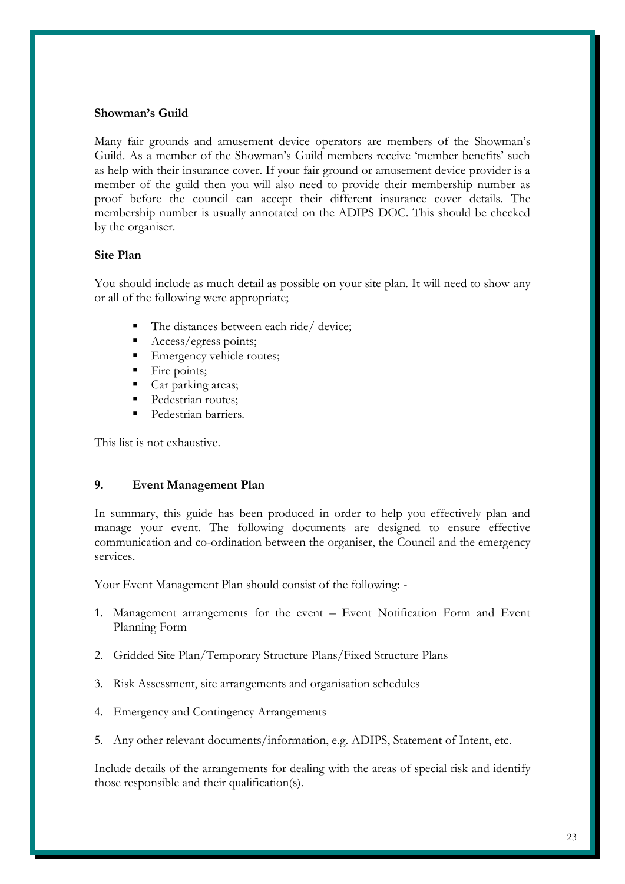**Showman's Guild**

Many fair grounds and amusement device operators are members of the Showman's Guild. As a member of the Showman's Guild members receive 'member benefits' such as help with their insurance cover. If your fair ground or amusement device provider is a member of the guild then you will also need to provide their membership number as proof before the council can accept their different insurance cover details. The membership number is usually annotated on the ADIPS DOC. This should be checked by the organiser.

**Site Plan**

You should include as much detail as possible on your site plan. It will need to show any or all of the following were appropriate;

- The distances between each ride/ device;
- Access/egress points;
- Emergency vehicle routes;
- Fire points;
- Car parking areas;
- Pedestrian routes;
- Pedestrian barriers.

This list is not exhaustive.

## 9. Event Management Plan

In summary, this guide has been produced in order to help you effectively plan and manage your event. The following documents are designed to ensure effective communication and co-ordination between the organiser, the Council and the emergency services.

Your Event Management Plan should consist of the following: -

1. Management arrangements for the event – Event Notification Form and Event Planning Form

2. Gridded Site Plan/Temporary Structure Plans/Fixed Structure Plans

3. Risk Assessment, site arrangements and organisation schedules

4. Emergency and Contingency Arrangements

5. Any other relevant documents/information, e.g. ADIPS, Statement of Intent, etc.

Include details of the arrangements for dealing with the areas of special risk and identify those responsible and their qualification(s).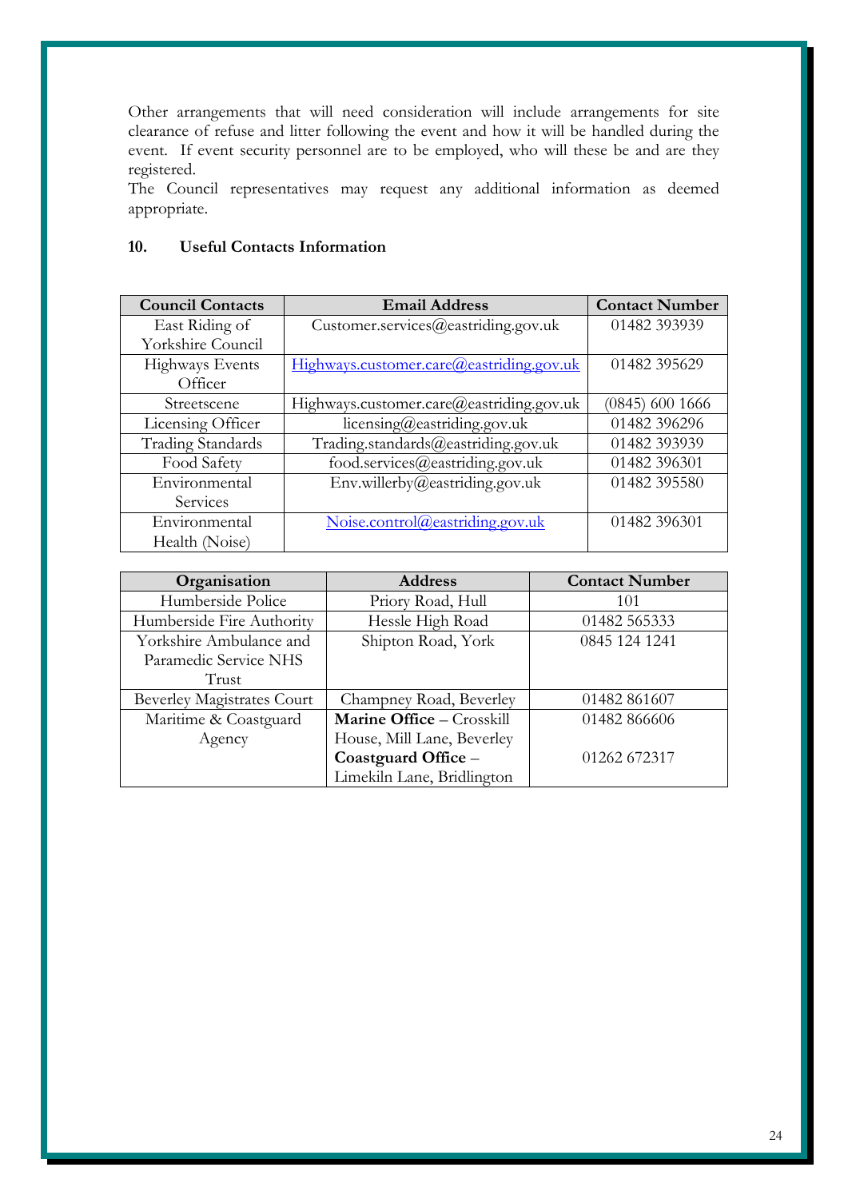Other arrangements that will need consideration will include arrangements for site clearance of refuse and litter following the event and how it will be handled during the event. If event security personnel are to be employed, who will these be and are they registered.
The Council representatives may request any additional information as deemed appropriate.

## 10. Useful Contacts Information

| Council Contacts | Email Address | Contact Number |
|---|---|---|
| East Riding of Yorkshire Council | Customer.services@eastriding.gov.uk | 01482 393939 |
| Highways Events Officer | Highways.customer.care@eastriding.gov.uk | 01482 395629 |
| Streetscene | Highways.customer.care@eastriding.gov.uk | (0845) 600 1666 |
| Licensing Officer | licensing@eastriding.gov.uk | 01482 396296 |
| Trading Standards | Trading.standards@eastriding.gov.uk | 01482 393939 |
| Food Safety | food.services@eastriding.gov.uk | 01482 396301 |
| Environmental Services | Env.willerby@eastriding.gov.uk | 01482 395580 |
| Environmental Health (Noise) | Noise.control@eastriding.gov.uk | 01482 396301 |

| Organisation | Address | Contact Number |
|---|---|---|
| Humberside Police | Priory Road, Hull | 101 |
| Humberside Fire Authority | Hessle High Road | 01482 565333 |
| Yorkshire Ambulance and Paramedic Service NHS Trust | Shipton Road, York | 0845 124 1241 |
| Beverley Magistrates Court | Champney Road, Beverley | 01482 861607 |
| Maritime & Coastguard Agency | **Marine Office** – Crosskill House, Mill Lane, Beverley<br>**Coastguard Office** – Limekiln Lane, Bridlington | 01482 866606<br>01262 672317 |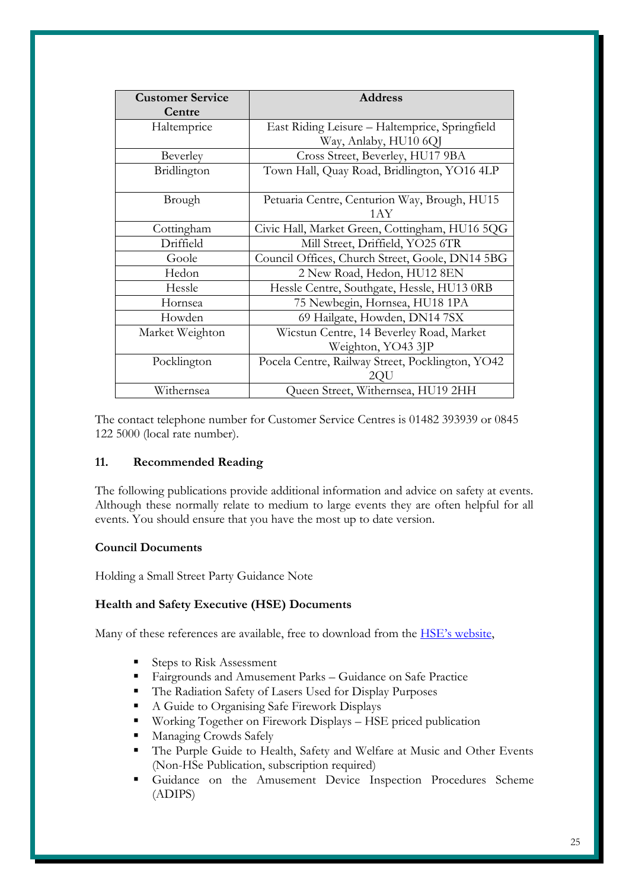| Customer Service Centre | Address |
| --- | --- |
| Haltemprice | East Riding Leisure – Haltemprice, Springfield Way, Anlaby, HU10 6QJ |
| Beverley | Cross Street, Beverley, HU17 9BA |
| Bridlington | Town Hall, Quay Road, Bridlington, YO16 4LP |
| Brough | Petuaria Centre, Centurion Way, Brough, HU15 1AY |
| Cottingham | Civic Hall, Market Green, Cottingham, HU16 5QG |
| Driffield | Mill Street, Driffield, YO25 6TR |
| Goole | Council Offices, Church Street, Goole, DN14 5BG |
| Hedon | 2 New Road, Hedon, HU12 8EN |
| Hessle | Hessle Centre, Southgate, Hessle, HU13 0RB |
| Hornsea | 75 Newbegin, Hornsea, HU18 1PA |
| Howden | 69 Hailgate, Howden, DN14 7SX |
| Market Weighton | Wicstun Centre, 14 Beverley Road, Market Weighton, YO43 3JP |
| Pocklington | Pocela Centre, Railway Street, Pocklington, YO42 2QU |
| Withernsea | Queen Street, Withernsea, HU19 2HH |

The contact telephone number for Customer Service Centres is 01482 393939 or 0845 122 5000 (local rate number).

## 11. Recommended Reading

The following publications provide additional information and advice on safety at events. Although these normally relate to medium to large events they are often helpful for all events. You should ensure that you have the most up to date version.

**Council Documents**

Holding a Small Street Party Guidance Note

**Health and Safety Executive (HSE) Documents**

Many of these references are available, free to download from the HSE's website,

- Steps to Risk Assessment
- Fairgrounds and Amusement Parks – Guidance on Safe Practice
- The Radiation Safety of Lasers Used for Display Purposes
- A Guide to Organising Safe Firework Displays
- Working Together on Firework Displays – HSE priced publication
- Managing Crowds Safely
- The Purple Guide to Health, Safety and Welfare at Music and Other Events (Non-HSe Publication, subscription required)
- Guidance on the Amusement Device Inspection Procedures Scheme (ADIPS)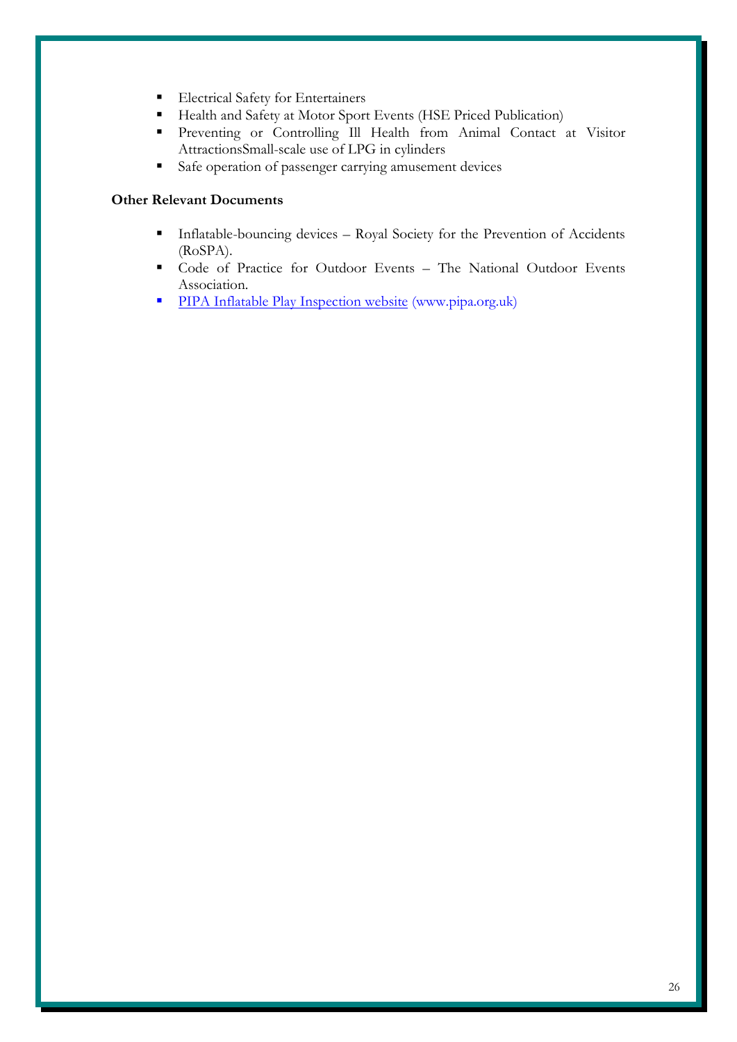- Electrical Safety for Entertainers
- Health and Safety at Motor Sport Events (HSE Priced Publication)
- Preventing or Controlling Ill Health from Animal Contact at Visitor AttractionsSmall-scale use of LPG in cylinders
- Safe operation of passenger carrying amusement devices

**Other Relevant Documents**

- Inflatable-bouncing devices – Royal Society for the Prevention of Accidents (RoSPA).
- Code of Practice for Outdoor Events – The National Outdoor Events Association.
- PIPA Inflatable Play Inspection website (www.pipa.org.uk)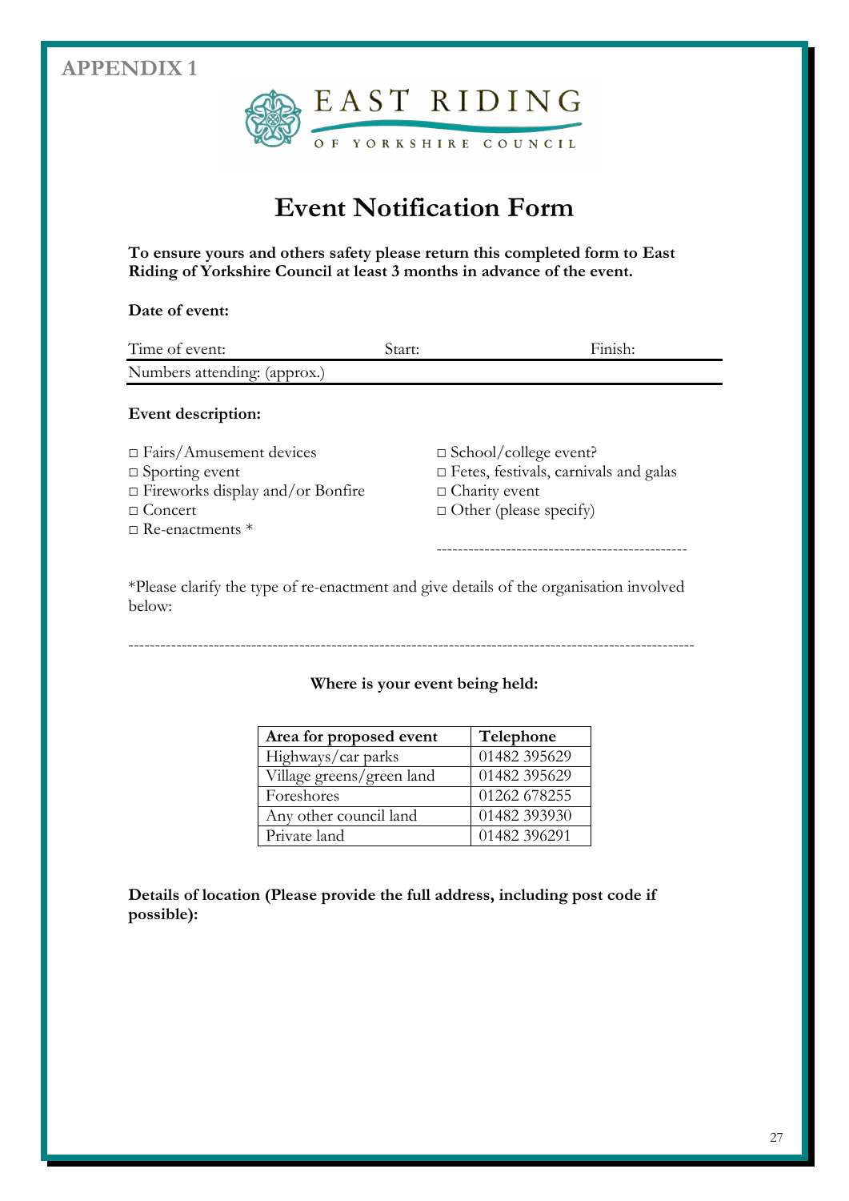APPENDIX 1

EAST RIDING OF YORKSHIRE COUNCIL

# Event Notification Form

**To ensure yours and others safety please return this completed form to East Riding of Yorkshire Council at least 3 months in advance of the event.**

**Date of event:**

Time of event: Start: Finish:

Numbers attending: (approx.)

**Event description:**

□ Fairs/Amusement devices
□ Sporting event
□ Fireworks display and/or Bonfire
□ Concert
□ Re-enactments *
□ School/college event?
□ Fetes, festivals, carnivals and galas
□ Charity event
□ Other (please specify)

-----------------------------------------------

*Please clarify the type of re-enactment and give details of the organisation involved below:

---------------------------------------------------------------------------------------------------------

**Where is your event being held:**

| Area for proposed event | Telephone |
|---|---|
| Highways/car parks | 01482 395629 |
| Village greens/green land | 01482 395629 |
| Foreshores | 01262 678255 |
| Any other council land | 01482 393930 |
| Private land | 01482 396291 |

**Details of location (Please provide the full address, including post code if possible):**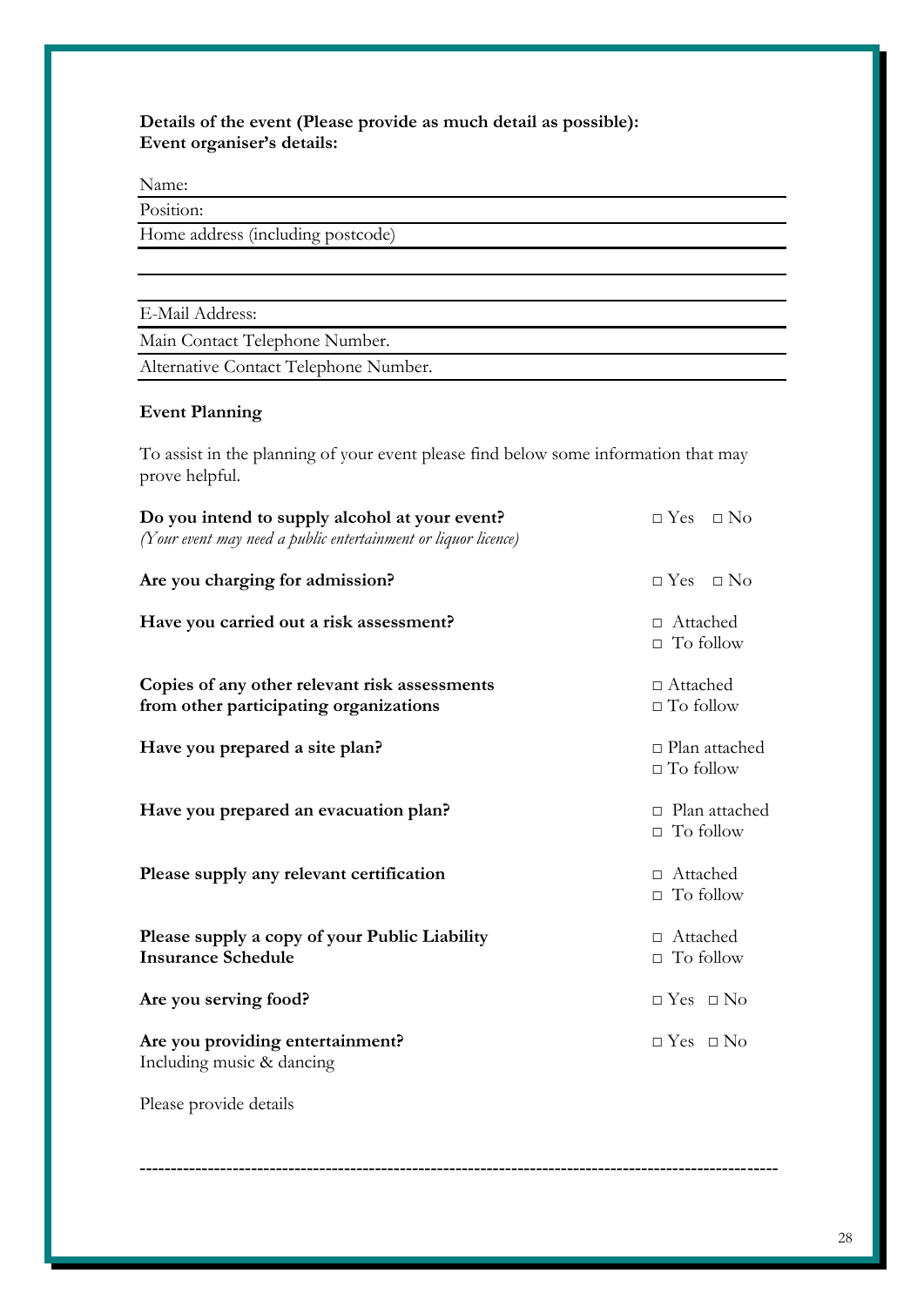**Details of the event (Please provide as much detail as possible):**
**Event organiser's details:**

Name:

Position:

Home address (including postcode)

E-Mail Address:

Main Contact Telephone Number.

Alternative Contact Telephone Number.

**Event Planning**

To assist in the planning of your event please find below some information that may prove helpful.

**Do you intend to supply alcohol at your event?** □ Yes □ No
*(Your event may need a public entertainment or liquor licence)*

**Are you charging for admission?** □ Yes □ No

**Have you carried out a risk assessment?** □ Attached □ To follow

**Copies of any other relevant risk assessments from other participating organizations** □ Attached □ To follow

**Have you prepared a site plan?** □ Plan attached □ To follow

**Have you prepared an evacuation plan?** □ Plan attached □ To follow

**Please supply any relevant certification** □ Attached □ To follow

**Please supply a copy of your Public Liability Insurance Schedule** □ Attached □ To follow

**Are you serving food?** □ Yes □ No

**Are you providing entertainment?** □ Yes □ No
Including music & dancing

Please provide details

---------------------------------------------------------------------------------------------------